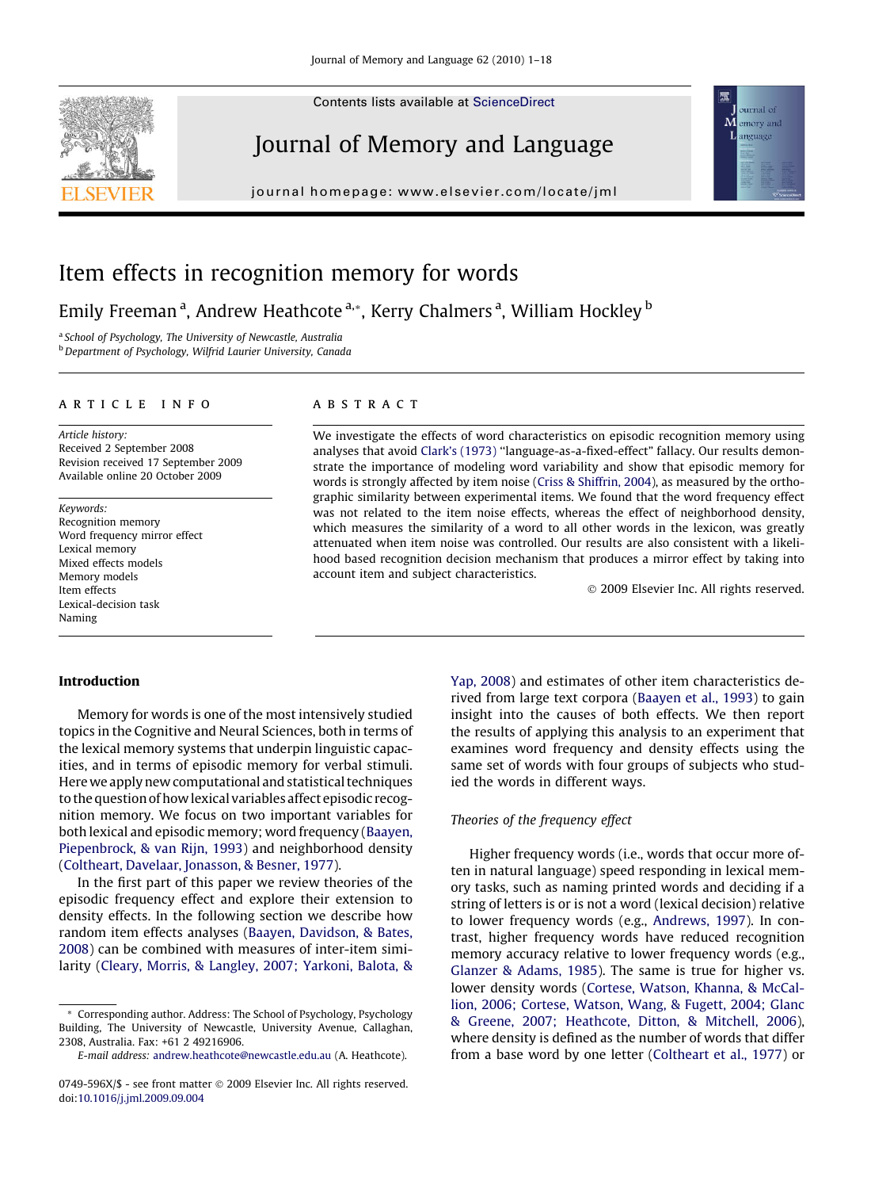# Item effects in recognition memory for words

Emily Freeman [a], Andrew Heathcote [a,*], Kerry Chalmers [a], William Hockley [b]

[a] School of Psychology, The University of Newcastle, Australia
[b] Department of Psychology, Wilfrid Laurier University, Canada

## ARTICLE INFO

*Article history:*
Received 2 September 2008
Revision received 17 September 2009
Available online 20 October 2009

*Keywords:*
Recognition memory
Word frequency mirror effect
Lexical memory
Mixed effects models
Memory models
Item effects
Lexical-decision task
Naming

## ABSTRACT

We investigate the effects of word characteristics on episodic recognition memory using analyses that avoid Clark's (1973) "language-as-a-fixed-effect" fallacy. Our results demonstrate the importance of modeling word variability and show that episodic memory for words is strongly affected by item noise (Criss & Shiffrin, 2004), as measured by the orthographic similarity between experimental items. We found that the word frequency effect was not related to the item noise effects, whereas the effect of neighborhood density, which measures the similarity of a word to all other words in the lexicon, was greatly attenuated when item noise was controlled. Our results are also consistent with a likelihood based recognition decision mechanism that produces a mirror effect by taking into account item and subject characteristics.

© 2009 Elsevier Inc. All rights reserved.

## Introduction

Memory for words is one of the most intensively studied topics in the Cognitive and Neural Sciences, both in terms of the lexical memory systems that underpin linguistic capacities, and in terms of episodic memory for verbal stimuli. Here we apply new computational and statistical techniques to the question of how lexical variables affect episodic recognition memory. We focus on two important variables for both lexical and episodic memory; word frequency (Baayen, Piepenbrock, & van Rijn, 1993) and neighborhood density (Coltheart, Davelaar, Jonasson, & Besner, 1977).

In the first part of this paper we review theories of the episodic frequency effect and explore their extension to density effects. In the following section we describe how random item effects analyses (Baayen, Davidson, & Bates, 2008) can be combined with measures of inter-item similarity (Cleary, Morris, & Langley, 2007; Yarkoni, Balota, & Yap, 2008) and estimates of other item characteristics derived from large text corpora (Baayen et al., 1993) to gain insight into the causes of both effects. We then report the results of applying this analysis to an experiment that examines word frequency and density effects using the same set of words with four groups of subjects who studied the words in different ways.

### *Theories of the frequency effect*

Higher frequency words (i.e., words that occur more often in natural language) speed responding in lexical memory tasks, such as naming printed words and deciding if a string of letters is or is not a word (lexical decision) relative to lower frequency words (e.g., Andrews, 1997). In contrast, higher frequency words have reduced recognition memory accuracy relative to lower frequency words (e.g., Glanzer & Adams, 1985). The same is true for higher vs. lower density words (Cortese, Watson, Khanna, & McCallion, 2006; Cortese, Watson, Wang, & Fugett, 2004; Glanc & Greene, 2007; Heathcote, Ditton, & Mitchell, 2006), where density is defined as the number of words that differ from a base word by one letter (Coltheart et al., 1977) or

---

* Corresponding author. Address: The School of Psychology, Psychology Building, The University of Newcastle, University Avenue, Callaghan, 2308, Australia. Fax: +61 2 49216906.
*E-mail address:* andrew.heathcote@newcastle.edu.au (A. Heathcote).

0749-596X/$ - see front matter © 2009 Elsevier Inc. All rights reserved.
doi:10.1016/j.jml.2009.09.004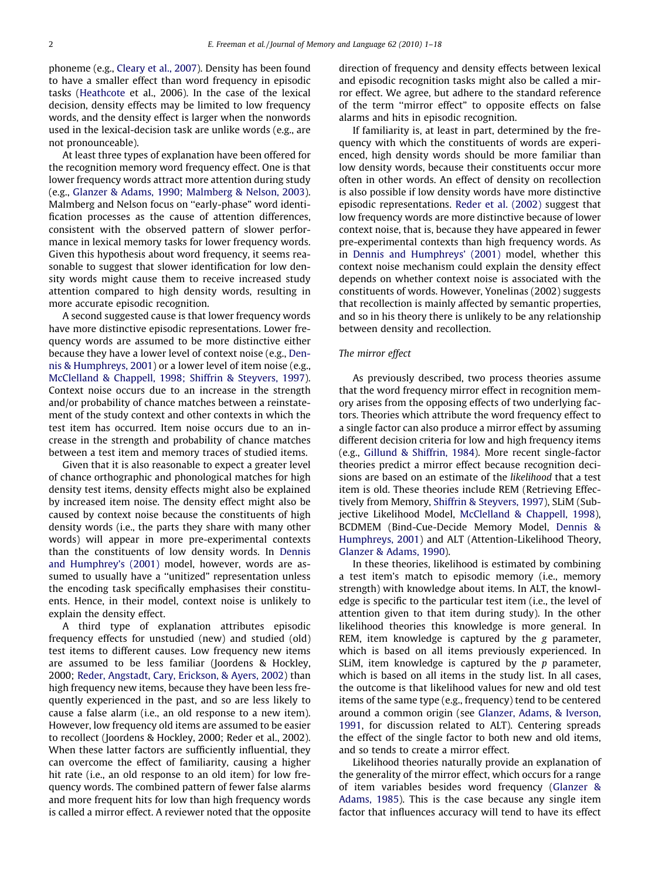phoneme (e.g., Cleary et al., 2007). Density has been found to have a smaller effect than word frequency in episodic tasks (Heathcote et al., 2006). In the case of the lexical decision, density effects may be limited to low frequency words, and the density effect is larger when the nonwords used in the lexical-decision task are unlike words (e.g., are not pronounceable).

At least three types of explanation have been offered for the recognition memory word frequency effect. One is that lower frequency words attract more attention during study (e.g., Glanzer & Adams, 1990; Malmberg & Nelson, 2003). Malmberg and Nelson focus on "early-phase" word identification processes as the cause of attention differences, consistent with the observed pattern of slower performance in lexical memory tasks for lower frequency words. Given this hypothesis about word frequency, it seems reasonable to suggest that slower identification for low density words might cause them to receive increased study attention compared to high density words, resulting in more accurate episodic recognition.

A second suggested cause is that lower frequency words have more distinctive episodic representations. Lower frequency words are assumed to be more distinctive either because they have a lower level of context noise (e.g., Dennis & Humphreys, 2001) or a lower level of item noise (e.g., McClelland & Chappell, 1998; Shiffrin & Steyvers, 1997). Context noise occurs due to an increase in the strength and/or probability of chance matches between a reinstatement of the study context and other contexts in which the test item has occurred. Item noise occurs due to an increase in the strength and probability of chance matches between a test item and memory traces of studied items.

Given that it is also reasonable to expect a greater level of chance orthographic and phonological matches for high density test items, density effects might also be explained by increased item noise. The density effect might also be caused by context noise because the constituents of high density words (i.e., the parts they share with many other words) will appear in more pre-experimental contexts than the constituents of low density words. In Dennis and Humphrey's (2001) model, however, words are assumed to usually have a "unitized" representation unless the encoding task specifically emphasises their constituents. Hence, in their model, context noise is unlikely to explain the density effect.

A third type of explanation attributes episodic frequency effects for unstudied (new) and studied (old) test items to different causes. Low frequency new items are assumed to be less familiar (Joordens & Hockley, 2000; Reder, Angstadt, Cary, Erickson, & Ayers, 2002) than high frequency new items, because they have been less frequently experienced in the past, and so are less likely to cause a false alarm (i.e., an old response to a new item). However, low frequency old items are assumed to be easier to recollect (Joordens & Hockley, 2000; Reder et al., 2002). When these latter factors are sufficiently influential, they can overcome the effect of familiarity, causing a higher hit rate (i.e., an old response to an old item) for low frequency words. The combined pattern of fewer false alarms and more frequent hits for low than high frequency words is called a mirror effect. A reviewer noted that the opposite direction of frequency and density effects between lexical and episodic recognition tasks might also be called a mirror effect. We agree, but adhere to the standard reference of the term "mirror effect" to opposite effects on false alarms and hits in episodic recognition.

If familiarity is, at least in part, determined by the frequency with which the constituents of words are experienced, high density words should be more familiar than low density words, because their constituents occur more often in other words. An effect of density on recollection is also possible if low density words have more distinctive episodic representations. Reder et al. (2002) suggest that low frequency words are more distinctive because of lower context noise, that is, because they have appeared in fewer pre-experimental contexts than high frequency words. As in Dennis and Humphreys' (2001) model, whether this context noise mechanism could explain the density effect depends on whether context noise is associated with the constituents of words. However, Yonelinas (2002) suggests that recollection is mainly affected by semantic properties, and so in his theory there is unlikely to be any relationship between density and recollection.

## The mirror effect

As previously described, two process theories assume that the word frequency mirror effect in recognition memory arises from the opposing effects of two underlying factors. Theories which attribute the word frequency effect to a single factor can also produce a mirror effect by assuming different decision criteria for low and high frequency items (e.g., Gillund & Shiffrin, 1984). More recent single-factor theories predict a mirror effect because recognition decisions are based on an estimate of the *likelihood* that a test item is old. These theories include REM (Retrieving Effectively from Memory, Shiffrin & Steyvers, 1997), SLiM (Subjective Likelihood Model, McClelland & Chappell, 1998), BCDMEM (Bind-Cue-Decide Memory Model, Dennis & Humphreys, 2001) and ALT (Attention-Likelihood Theory, Glanzer & Adams, 1990).

In these theories, likelihood is estimated by combining a test item's match to episodic memory (i.e., memory strength) with knowledge about items. In ALT, the knowledge is specific to the particular test item (i.e., the level of attention given to that item during study). In the other likelihood theories this knowledge is more general. In REM, item knowledge is captured by the *g* parameter, which is based on all items previously experienced. In SLiM, item knowledge is captured by the *p* parameter, which is based on all items in the study list. In all cases, the outcome is that likelihood values for new and old test items of the same type (e.g., frequency) tend to be centered around a common origin (see Glanzer, Adams, & Iverson, 1991, for discussion related to ALT). Centering spreads the effect of the single factor to both new and old items, and so tends to create a mirror effect.

Likelihood theories naturally provide an explanation of the generality of the mirror effect, which occurs for a range of item variables besides word frequency (Glanzer & Adams, 1985). This is the case because any single item factor that influences accuracy will tend to have its effect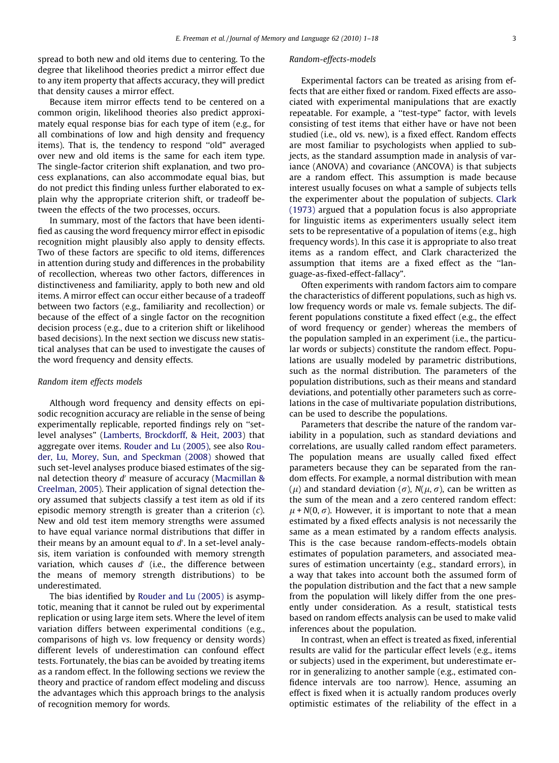spread to both new and old items due to centering. To the degree that likelihood theories predict a mirror effect due to any item property that affects accuracy, they will predict that density causes a mirror effect.

Because item mirror effects tend to be centered on a common origin, likelihood theories also predict approximately equal response bias for each type of item (e.g., for all combinations of low and high density and frequency items). That is, the tendency to respond "old" averaged over new and old items is the same for each item type. The single-factor criterion shift explanation, and two process explanations, can also accommodate equal bias, but do not predict this finding unless further elaborated to explain why the appropriate criterion shift, or tradeoff between the effects of the two processes, occurs.

In summary, most of the factors that have been identified as causing the word frequency mirror effect in episodic recognition might plausibly also apply to density effects. Two of these factors are specific to old items, differences in attention during study and differences in the probability of recollection, whereas two other factors, differences in distinctiveness and familiarity, apply to both new and old items. A mirror effect can occur either because of a tradeoff between two factors (e.g., familiarity and recollection) or because of the effect of a single factor on the recognition decision process (e.g., due to a criterion shift or likelihood based decisions). In the next section we discuss new statistical analyses that can be used to investigate the causes of the word frequency and density effects.

### *Random item effects models*

Although word frequency and density effects on episodic recognition accuracy are reliable in the sense of being experimentally replicable, reported findings rely on "set-level analyses" (Lamberts, Brockdorff, & Heit, 2003) that aggregate over items. Rouder and Lu (2005), see also Rouder, Lu, Morey, Sun, and Speckman (2008) showed that such set-level analyses produce biased estimates of the signal detection theory $d'$ measure of accuracy (Macmillan & Creelman, 2005). Their application of signal detection theory assumed that subjects classify a test item as old if its episodic memory strength is greater than a criterion ($c$). New and old test item memory strengths were assumed to have equal variance normal distributions that differ in their means by an amount equal to $d'$. In a set-level analysis, item variation is confounded with memory strength variation, which causes $d'$ (i.e., the difference between the means of memory strength distributions) to be underestimated.

The bias identified by Rouder and Lu (2005) is asymptotic, meaning that it cannot be ruled out by experimental replication or using large item sets. Where the level of item variation differs between experimental conditions (e.g., comparisons of high vs. low frequency or density words) different levels of underestimation can confound effect tests. Fortunately, the bias can be avoided by treating items as a random effect. In the following sections we review the theory and practice of random effect modeling and discuss the advantages which this approach brings to the analysis of recognition memory for words.

### *Random-effects-models*

Experimental factors can be treated as arising from effects that are either fixed or random. Fixed effects are associated with experimental manipulations that are exactly repeatable. For example, a "test-type" factor, with levels consisting of test items that either have or have not been studied (i.e., old vs. new), is a fixed effect. Random effects are most familiar to psychologists when applied to subjects, as the standard assumption made in analysis of variance (ANOVA) and covariance (ANCOVA) is that subjects are a random effect. This assumption is made because interest usually focuses on what a sample of subjects tells the experimenter about the population of subjects. Clark (1973) argued that a population focus is also appropriate for linguistic items as experimenters usually select item sets to be representative of a population of items (e.g., high frequency words). In this case it is appropriate to also treat items as a random effect, and Clark characterized the assumption that items are a fixed effect as the "language-as-fixed-effect-fallacy".

Often experiments with random factors aim to compare the characteristics of different populations, such as high vs. low frequency words or male vs. female subjects. The different populations constitute a fixed effect (e.g., the effect of word frequency or gender) whereas the members of the population sampled in an experiment (i.e., the particular words or subjects) constitute the random effect. Populations are usually modeled by parametric distributions, such as the normal distribution. The parameters of the population distributions, such as their means and standard deviations, and potentially other parameters such as correlations in the case of multivariate population distributions, can be used to describe the populations.

Parameters that describe the nature of the random variability in a population, such as standard deviations and correlations, are usually called random effect parameters. The population means are usually called fixed effect parameters because they can be separated from the random effects. For example, a normal distribution with mean ($\mu$) and standard deviation ($\sigma$), $N(\mu, \sigma)$, can be written as the sum of the mean and a zero centered random effect: $\mu + N(0, \sigma)$. However, it is important to note that a mean estimated by a fixed effects analysis is not necessarily the same as a mean estimated by a random effects analysis. This is the case because random-effects-models obtain estimates of population parameters, and associated measures of estimation uncertainty (e.g., standard errors), in a way that takes into account both the assumed form of the population distribution and the fact that a new sample from the population will likely differ from the one presently under consideration. As a result, statistical tests based on random effects analysis can be used to make valid inferences about the population.

In contrast, when an effect is treated as fixed, inferential results are valid for the particular effect levels (e.g., items or subjects) used in the experiment, but underestimate error in generalizing to another sample (e.g., estimated confidence intervals are too narrow). Hence, assuming an effect is fixed when it is actually random produces overly optimistic estimates of the reliability of the effect in a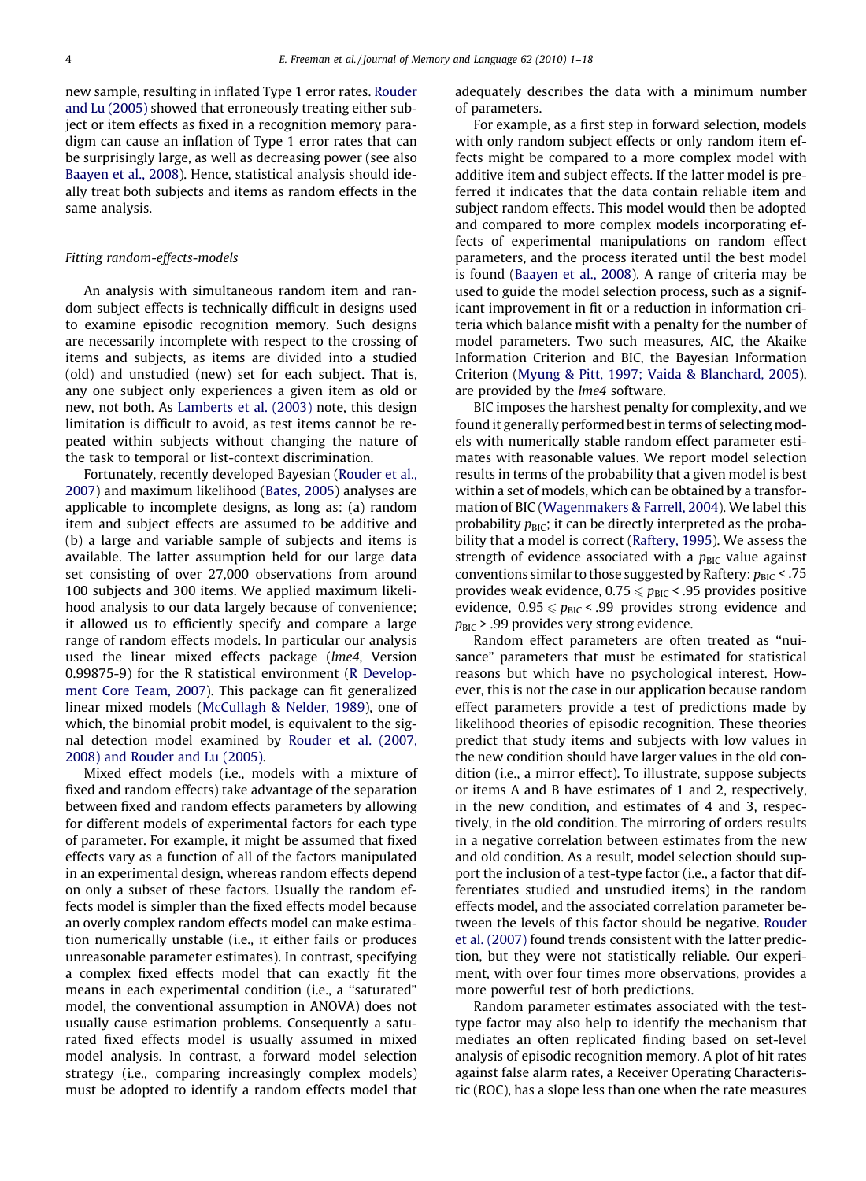new sample, resulting in inflated Type 1 error rates. Rouder and Lu (2005) showed that erroneously treating either subject or item effects as fixed in a recognition memory paradigm can cause an inflation of Type 1 error rates that can be surprisingly large, as well as decreasing power (see also Baayen et al., 2008). Hence, statistical analysis should ideally treat both subjects and items as random effects in the same analysis.

### Fitting random-effects-models

An analysis with simultaneous random item and random subject effects is technically difficult in designs used to examine episodic recognition memory. Such designs are necessarily incomplete with respect to the crossing of items and subjects, as items are divided into a studied (old) and unstudied (new) set for each subject. That is, any one subject only experiences a given item as old or new, not both. As Lamberts et al. (2003) note, this design limitation is difficult to avoid, as test items cannot be repeated within subjects without changing the nature of the task to temporal or list-context discrimination.

Fortunately, recently developed Bayesian (Rouder et al., 2007) and maximum likelihood (Bates, 2005) analyses are applicable to incomplete designs, as long as: (a) random item and subject effects are assumed to be additive and (b) a large and variable sample of subjects and items is available. The latter assumption held for our large data set consisting of over 27,000 observations from around 100 subjects and 300 items. We applied maximum likelihood analysis to our data largely because of convenience; it allowed us to efficiently specify and compare a large range of random effects models. In particular our analysis used the linear mixed effects package (*lme4*, Version 0.99875-9) for the R statistical environment (R Development Core Team, 2007). This package can fit generalized linear mixed models (McCullagh & Nelder, 1989), one of which, the binomial probit model, is equivalent to the signal detection model examined by Rouder et al. (2007, 2008) and Rouder and Lu (2005).

Mixed effect models (i.e., models with a mixture of fixed and random effects) take advantage of the separation between fixed and random effects parameters by allowing for different models of experimental factors for each type of parameter. For example, it might be assumed that fixed effects vary as a function of all of the factors manipulated in an experimental design, whereas random effects depend on only a subset of these factors. Usually the random effects model is simpler than the fixed effects model because an overly complex random effects model can make estimation numerically unstable (i.e., it either fails or produces unreasonable parameter estimates). In contrast, specifying a complex fixed effects model that can exactly fit the means in each experimental condition (i.e., a "saturated" model, the conventional assumption in ANOVA) does not usually cause estimation problems. Consequently a saturated fixed effects model is usually assumed in mixed model analysis. In contrast, a forward model selection strategy (i.e., comparing increasingly complex models) must be adopted to identify a random effects model that adequately describes the data with a minimum number of parameters.

For example, as a first step in forward selection, models with only random subject effects or only random item effects might be compared to a more complex model with additive item and subject effects. If the latter model is preferred it indicates that the data contain reliable item and subject random effects. This model would then be adopted and compared to more complex models incorporating effects of experimental manipulations on random effect parameters, and the process iterated until the best model is found (Baayen et al., 2008). A range of criteria may be used to guide the model selection process, such as a significant improvement in fit or a reduction in information criteria which balance misfit with a penalty for the number of model parameters. Two such measures, AIC, the Akaike Information Criterion and BIC, the Bayesian Information Criterion (Myung & Pitt, 1997; Vaida & Blanchard, 2005), are provided by the *lme4* software.

BIC imposes the harshest penalty for complexity, and we found it generally performed best in terms of selecting models with numerically stable random effect parameter estimates with reasonable values. We report model selection results in terms of the probability that a given model is best within a set of models, which can be obtained by a transformation of BIC (Wagenmakers & Farrell, 2004). We label this probability $p_{BIC}$; it can be directly interpreted as the probability that a model is correct (Raftery, 1995). We assess the strength of evidence associated with a $p_{BIC}$ value against conventions similar to those suggested by Raftery: $p_{BIC} < .75$ provides weak evidence, $0.75 \leqslant p_{BIC} < .95$ provides positive evidence, $0.95 \leqslant p_{BIC} < .99$ provides strong evidence and $p_{BIC} > .99$ provides very strong evidence.

Random effect parameters are often treated as "nuisance" parameters that must be estimated for statistical reasons but which have no psychological interest. However, this is not the case in our application because random effect parameters provide a test of predictions made by likelihood theories of episodic recognition. These theories predict that study items and subjects with low values in the new condition should have larger values in the old condition (i.e., a mirror effect). To illustrate, suppose subjects or items A and B have estimates of 1 and 2, respectively, in the new condition, and estimates of 4 and 3, respectively, in the old condition. The mirroring of orders results in a negative correlation between estimates from the new and old condition. As a result, model selection should support the inclusion of a test-type factor (i.e., a factor that differentiates studied and unstudied items) in the random effects model, and the associated correlation parameter between the levels of this factor should be negative. Rouder et al. (2007) found trends consistent with the latter prediction, but they were not statistically reliable. Our experiment, with over four times more observations, provides a more powerful test of both predictions.

Random parameter estimates associated with the test-type factor may also help to identify the mechanism that mediates an often replicated finding based on set-level analysis of episodic recognition memory. A plot of hit rates against false alarm rates, a Receiver Operating Characteristic (ROC), has a slope less than one when the rate measures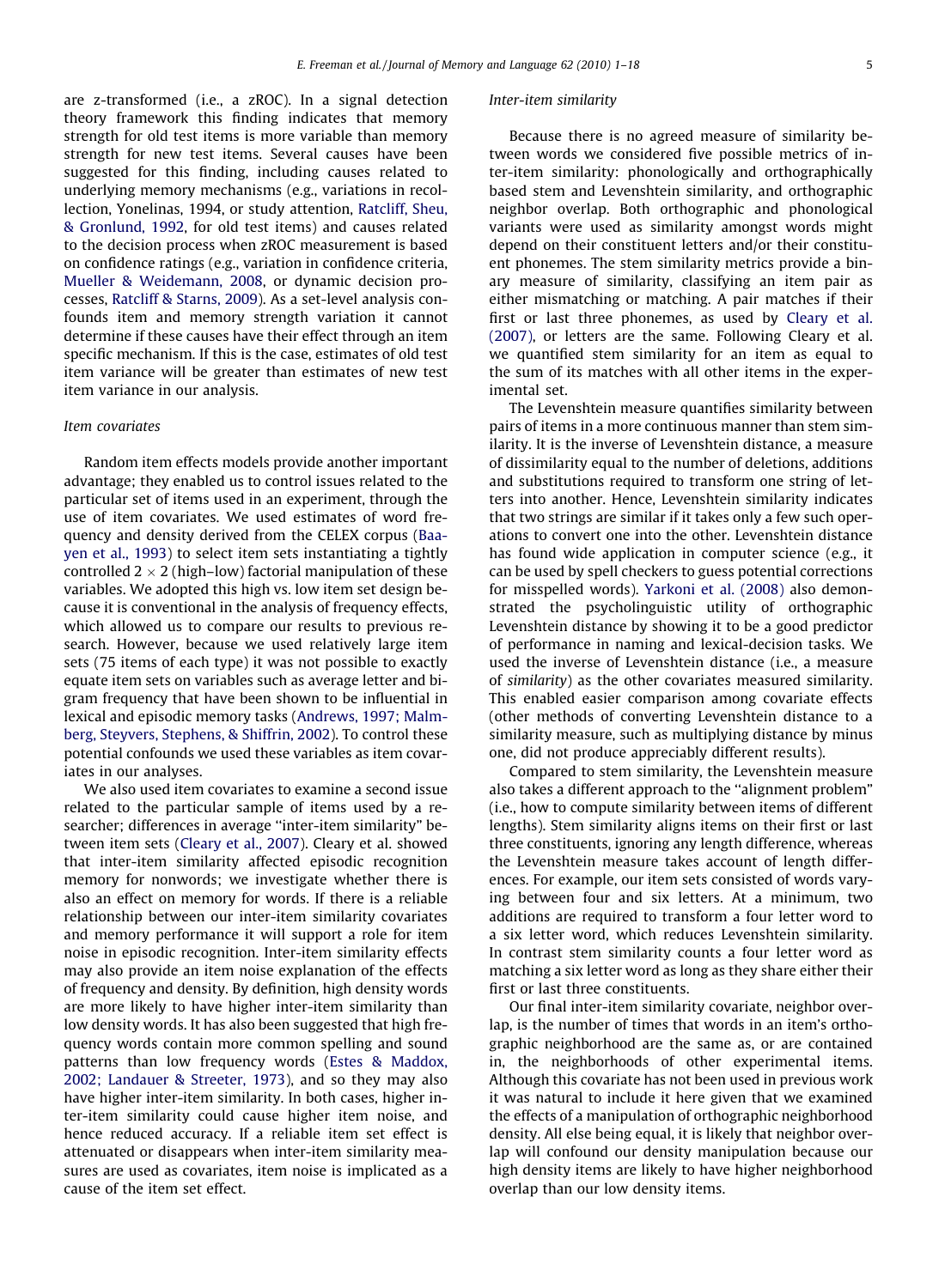are z-transformed (i.e., a zROC). In a signal detection theory framework this finding indicates that memory strength for old test items is more variable than memory strength for new test items. Several causes have been suggested for this finding, including causes related to underlying memory mechanisms (e.g., variations in recollection, Yonelinas, 1994, or study attention, Ratcliff, Sheu, & Gronlund, 1992, for old test items) and causes related to the decision process when zROC measurement is based on confidence ratings (e.g., variation in confidence criteria, Mueller & Weidemann, 2008, or dynamic decision processes, Ratcliff & Starns, 2009). As a set-level analysis confounds item and memory strength variation it cannot determine if these causes have their effect through an item specific mechanism. If this is the case, estimates of old test item variance will be greater than estimates of new test item variance in our analysis.

### Item covariates

Random item effects models provide another important advantage; they enabled us to control issues related to the particular set of items used in an experiment, through the use of item covariates. We used estimates of word frequency and density derived from the CELEX corpus (Baayen et al., 1993) to select item sets instantiating a tightly controlled $2 \times 2$ (high–low) factorial manipulation of these variables. We adopted this high vs. low item set design because it is conventional in the analysis of frequency effects, which allowed us to compare our results to previous research. However, because we used relatively large item sets (75 items of each type) it was not possible to exactly equate item sets on variables such as average letter and bigram frequency that have been shown to be influential in lexical and episodic memory tasks (Andrews, 1997; Malmberg, Steyvers, Stephens, & Shiffrin, 2002). To control these potential confounds we used these variables as item covariates in our analyses.

We also used item covariates to examine a second issue related to the particular sample of items used by a researcher; differences in average "inter-item similarity" between item sets (Cleary et al., 2007). Cleary et al. showed that inter-item similarity affected episodic recognition memory for nonwords; we investigate whether there is also an effect on memory for words. If there is a reliable relationship between our inter-item similarity covariates and memory performance it will support a role for item noise in episodic recognition. Inter-item similarity effects may also provide an item noise explanation of the effects of frequency and density. By definition, high density words are more likely to have higher inter-item similarity than low density words. It has also been suggested that high frequency words contain more common spelling and sound patterns than low frequency words (Estes & Maddox, 2002; Landauer & Streeter, 1973), and so they may also have higher inter-item similarity. In both cases, higher inter-item similarity could cause higher item noise, and hence reduced accuracy. If a reliable item set effect is attenuated or disappears when inter-item similarity measures are used as covariates, item noise is implicated as a cause of the item set effect.

### Inter-item similarity

Because there is no agreed measure of similarity between words we considered five possible metrics of inter-item similarity: phonologically and orthographically based stem and Levenshtein similarity, and orthographic neighbor overlap. Both orthographic and phonological variants were used as similarity amongst words might depend on their constituent letters and/or their constituent phonemes. The stem similarity metrics provide a binary measure of similarity, classifying an item pair as either mismatching or matching. A pair matches if their first or last three phonemes, as used by Cleary et al. (2007), or letters are the same. Following Cleary et al. we quantified stem similarity for an item as equal to the sum of its matches with all other items in the experimental set.

The Levenshtein measure quantifies similarity between pairs of items in a more continuous manner than stem similarity. It is the inverse of Levenshtein distance, a measure of dissimilarity equal to the number of deletions, additions and substitutions required to transform one string of letters into another. Hence, Levenshtein similarity indicates that two strings are similar if it takes only a few such operations to convert one into the other. Levenshtein distance has found wide application in computer science (e.g., it can be used by spell checkers to guess potential corrections for misspelled words). Yarkoni et al. (2008) also demonstrated the psycholinguistic utility of orthographic Levenshtein distance by showing it to be a good predictor of performance in naming and lexical-decision tasks. We used the inverse of Levenshtein distance (i.e., a measure of *similarity*) as the other covariates measured similarity. This enabled easier comparison among covariate effects (other methods of converting Levenshtein distance to a similarity measure, such as multiplying distance by minus one, did not produce appreciably different results).

Compared to stem similarity, the Levenshtein measure also takes a different approach to the "alignment problem" (i.e., how to compute similarity between items of different lengths). Stem similarity aligns items on their first or last three constituents, ignoring any length difference, whereas the Levenshtein measure takes account of length differences. For example, our item sets consisted of words varying between four and six letters. At a minimum, two additions are required to transform a four letter word to a six letter word, which reduces Levenshtein similarity. In contrast stem similarity counts a four letter word as matching a six letter word as long as they share either their first or last three constituents.

Our final inter-item similarity covariate, neighbor overlap, is the number of times that words in an item's orthographic neighborhood are the same as, or are contained in, the neighborhoods of other experimental items. Although this covariate has not been used in previous work it was natural to include it here given that we examined the effects of a manipulation of orthographic neighborhood density. All else being equal, it is likely that neighbor overlap will confound our density manipulation because our high density items are likely to have higher neighborhood overlap than our low density items.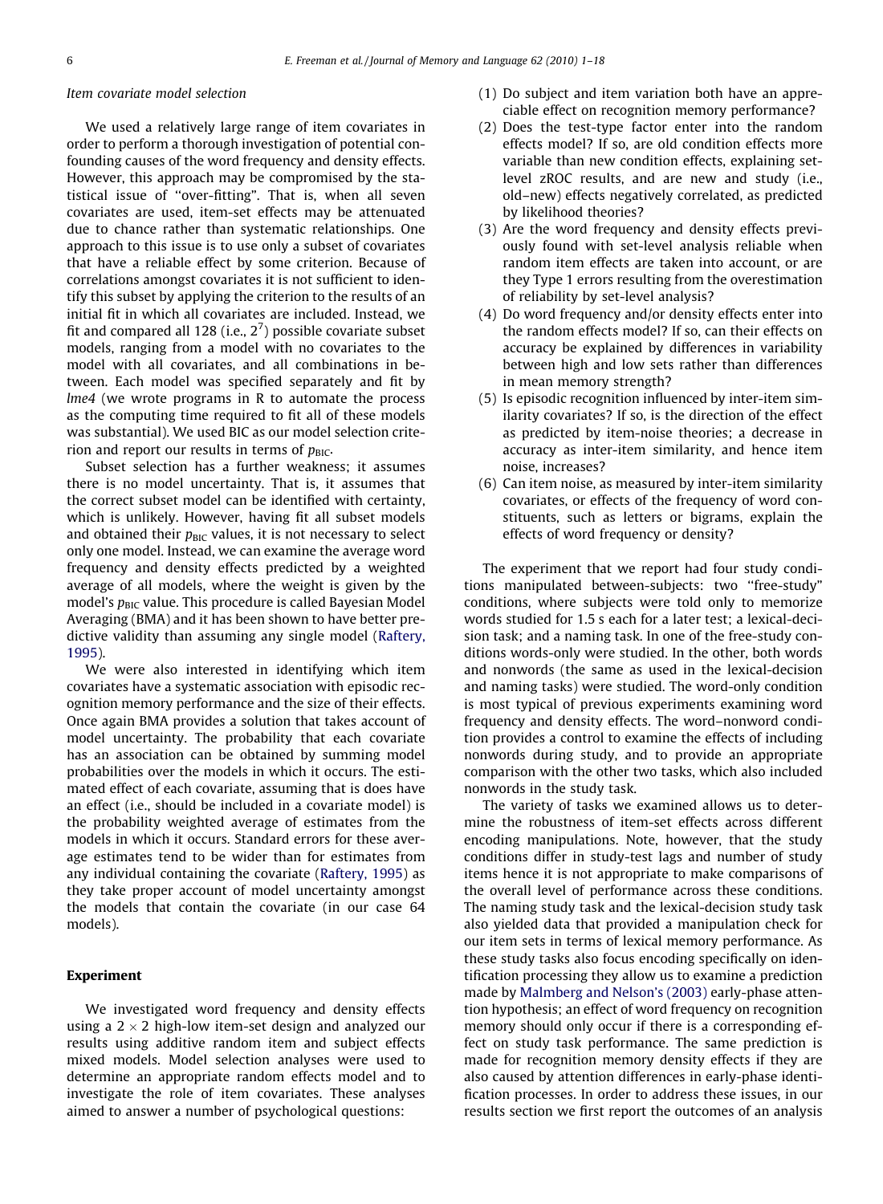### Item covariate model selection

We used a relatively large range of item covariates in order to perform a thorough investigation of potential confounding causes of the word frequency and density effects. However, this approach may be compromised by the statistical issue of "over-fitting". That is, when all seven covariates are used, item-set effects may be attenuated due to chance rather than systematic relationships. One approach to this issue is to use only a subset of covariates that have a reliable effect by some criterion. Because of correlations amongst covariates it is not sufficient to identify this subset by applying the criterion to the results of an initial fit in which all covariates are included. Instead, we fit and compared all 128 (i.e., $2^7$) possible covariate subset models, ranging from a model with no covariates to the model with all covariates, and all combinations in between. Each model was specified separately and fit by *lme4* (we wrote programs in R to automate the process as the computing time required to fit all of these models was substantial). We used BIC as our model selection criterion and report our results in terms of $p_{BIC}$.

Subset selection has a further weakness; it assumes there is no model uncertainty. That is, it assumes that the correct subset model can be identified with certainty, which is unlikely. However, having fit all subset models and obtained their $p_{BIC}$ values, it is not necessary to select only one model. Instead, we can examine the average word frequency and density effects predicted by a weighted average of all models, where the weight is given by the model's $p_{BIC}$ value. This procedure is called Bayesian Model Averaging (BMA) and it has been shown to have better predictive validity than assuming any single model (Raftery, 1995).

We were also interested in identifying which item covariates have a systematic association with episodic recognition memory performance and the size of their effects. Once again BMA provides a solution that takes account of model uncertainty. The probability that each covariate has an association can be obtained by summing model probabilities over the models in which it occurs. The estimated effect of each covariate, assuming that is does have an effect (i.e., should be included in a covariate model) is the probability weighted average of estimates from the models in which it occurs. Standard errors for these average estimates tend to be wider than for estimates from any individual containing the covariate (Raftery, 1995) as they take proper account of model uncertainty amongst the models that contain the covariate (in our case 64 models).

## Experiment

We investigated word frequency and density effects using a 2 × 2 high-low item-set design and analyzed our results using additive random item and subject effects mixed models. Model selection analyses were used to determine an appropriate random effects model and to investigate the role of item covariates. These analyses aimed to answer a number of psychological questions:

(1) Do subject and item variation both have an appreciable effect on recognition memory performance?
(2) Does the test-type factor enter into the random effects model? If so, are old condition effects more variable than new condition effects, explaining set-level zROC results, and are new and study (i.e., old–new) effects negatively correlated, as predicted by likelihood theories?
(3) Are the word frequency and density effects previously found with set-level analysis reliable when random item effects are taken into account, or are they Type 1 errors resulting from the overestimation of reliability by set-level analysis?
(4) Do word frequency and/or density effects enter into the random effects model? If so, can their effects on accuracy be explained by differences in variability between high and low sets rather than differences in mean memory strength?
(5) Is episodic recognition influenced by inter-item similarity covariates? If so, is the direction of the effect as predicted by item-noise theories; a decrease in accuracy as inter-item similarity, and hence item noise, increases?
(6) Can item noise, as measured by inter-item similarity covariates, or effects of the frequency of word constituents, such as letters or bigrams, explain the effects of word frequency or density?

The experiment that we report had four study conditions manipulated between-subjects: two "free-study" conditions, where subjects were told only to memorize words studied for 1.5 s each for a later test; a lexical-decision task; and a naming task. In one of the free-study conditions words-only were studied. In the other, both words and nonwords (the same as used in the lexical-decision and naming tasks) were studied. The word-only condition is most typical of previous experiments examining word frequency and density effects. The word–nonword condition provides a control to examine the effects of including nonwords during study, and to provide an appropriate comparison with the other two tasks, which also included nonwords in the study task.

The variety of tasks we examined allows us to determine the robustness of item-set effects across different encoding manipulations. Note, however, that the study conditions differ in study-test lags and number of study items hence it is not appropriate to make comparisons of the overall level of performance across these conditions. The naming study task and the lexical-decision study task also yielded data that provided a manipulation check for our item sets in terms of lexical memory performance. As these study tasks also focus encoding specifically on identification processing they allow us to examine a prediction made by Malmberg and Nelson's (2003) early-phase attention hypothesis; an effect of word frequency on recognition memory should only occur if there is a corresponding effect on study task performance. The same prediction is made for recognition memory density effects if they are also caused by attention differences in early-phase identification processes. In order to address these issues, in our results section we first report the outcomes of an analysis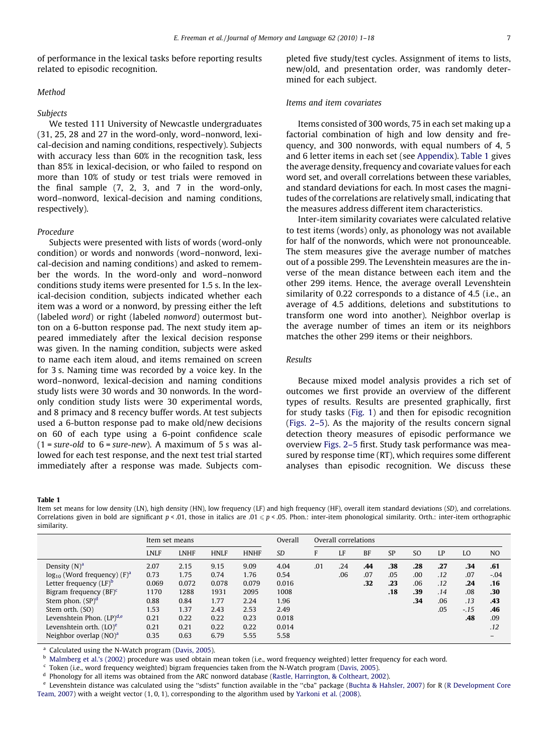of performance in the lexical tasks before reporting results related to episodic recognition.

### Method

#### Subjects

We tested 111 University of Newcastle undergraduates (31, 25, 28 and 27 in the word-only, word–nonword, lexical-decision and naming conditions, respectively). Subjects with accuracy less than 60% in the recognition task, less than 85% in lexical-decision, or who failed to respond on more than 10% of study or test trials were removed in the final sample (7, 2, 3, and 7 in the word-only, word–nonword, lexical-decision and naming conditions, respectively).

#### Procedure

Subjects were presented with lists of words (word-only condition) or words and nonwords (word–nonword, lexical-decision and naming conditions) and asked to remember the words. In the word-only and word–nonword conditions study items were presented for 1.5 s. In the lexical-decision condition, subjects indicated whether each item was a word or a nonword, by pressing either the left (labeled *word*) or right (labeled *nonword*) outermost button on a 6-button response pad. The next study item appeared immediately after the lexical decision response was given. In the naming condition, subjects were asked to name each item aloud, and items remained on screen for 3 s. Naming time was recorded by a voice key. In the word–nonword, lexical-decision and naming conditions study lists were 30 words and 30 nonwords. In the word-only condition study lists were 30 experimental words, and 8 primacy and 8 recency buffer words. At test subjects used a 6-button response pad to make old/new decisions on 60 of each type using a 6-point confidence scale (1 = *sure-old* to 6 = *sure-new*). A maximum of 5 s was allowed for each test response, and the next test trial started immediately after a response was made. Subjects completed five study/test cycles. Assignment of items to lists, new/old, and presentation order, was randomly determined for each subject.

#### Items and item covariates

Items consisted of 300 words, 75 in each set making up a factorial combination of high and low density and frequency, and 300 nonwords, with equal numbers of 4, 5 and 6 letter items in each set (see Appendix). Table 1 gives the average density, frequency and covariate values for each word set, and overall correlations between these variables, and standard deviations for each. In most cases the magnitudes of the correlations are relatively small, indicating that the measures address different item characteristics.

Inter-item similarity covariates were calculated relative to test items (words) only, as phonology was not available for half of the nonwords, which were not pronounceable. The stem measures give the average number of matches out of a possible 299. The Levenshtein measures are the inverse of the mean distance between each item and the other 299 items. Hence, the average overall Levenshtein similarity of 0.22 corresponds to a distance of 4.5 (i.e., an average of 4.5 additions, deletions and substitutions to transform one word into another). Neighbor overlap is the average number of times an item or its neighbors matches the other 299 items or their neighbors.

### Results

Because mixed model analysis provides a rich set of outcomes we first provide an overview of the different types of results. Results are presented graphically, first for study tasks (Fig. 1) and then for episodic recognition (Figs. 2–5). As the majority of the results concern signal detection theory measures of episodic performance we overview Figs. 2–5 first. Study task performance was measured by response time (RT), which requires some different analyses than episodic recognition. We discuss these

**Table 1**

Item set means for low density (LN), high density (HN), low frequency (LF) and high frequency (HF), overall item standard deviations (*SD*), and correlations. Correlations given in bold are significant $p < .01$, those in italics are $.01 \leq p < .05$. Phon.: inter-item phonological similarity. Orth.: inter-item orthographic similarity.

| | Item set means | | | | Overall | Overall correlations | | | | | | | |
|---|---|---|---|---|---|---|---|---|---|---|---|---|---|
| | LNLF | LNHF | HNLF | HNHF | *SD* | F | LF | BF | SP | SO | LP | LO | NO |
| Density (N)[a] | 2.07 | 2.15 | 9.15 | 9.09 | 4.04 | .01 | .24 | **.44** | **.38** | **.28** | **.27** | **.34** | **.61** |
| $\log_{10}$ (Word frequency) (F)[a] | 0.73 | 1.75 | 0.74 | 1.76 | 0.54 | | .06 | .07 | .05 | .00 | *.12* | .07 | -.04 |
| Letter frequency (LF)[b] | 0.069 | 0.072 | 0.078 | 0.079 | 0.016 | | | **.32** | **.23** | .06 | *.12* | **.24** | **.16** |
| Bigram frequency (BF)[c] | 1170 | 1288 | 1931 | 2095 | 1008 | | | | **.18** | **.39** | *.14* | .08 | **.30** |
| Stem phon. (SP)[d] | 0.88 | 0.84 | 1.77 | 2.24 | 1.96 | | | | | **.34** | .06 | *.13* | **.43** |
| Stem orth. (SO) | 1.53 | 1.37 | 2.43 | 2.53 | 2.49 | | | | | | .05 | *-.15* | **.46** |
| Levenshtein Phon. (LP)[d,e] | 0.21 | 0.22 | 0.22 | 0.23 | 0.018 | | | | | | | **.48** | .09 |
| Levenshtein orth. (LO)[e] | 0.21 | 0.21 | 0.22 | 0.22 | 0.014 | | | | | | | | *.12* |
| Neighbor overlap (NO)[a] | 0.35 | 0.63 | 6.79 | 5.55 | 5.58 | | | | | | | | – |

[a] Calculated using the N-Watch program (Davis, 2005).
[b] Malmberg et al.'s (2002) procedure was used obtain mean token (i.e., word frequency weighted) letter frequency for each word.
[c] Token (i.e., word frequency weighted) bigram frequencies taken from the N-Watch program (Davis, 2005).
[d] Phonology for all items was obtained from the ARC nonword database (Rastle, Harrington, & Coltheart, 2002).
[e] Levenshtein distance was calculated using the "sdists" function available in the "cba" package (Buchta & Hahsler, 2007) for R (R Development Core Team, 2007) with a weight vector (1, 0, 1), corresponding to the algorithm used by Yarkoni et al. (2008).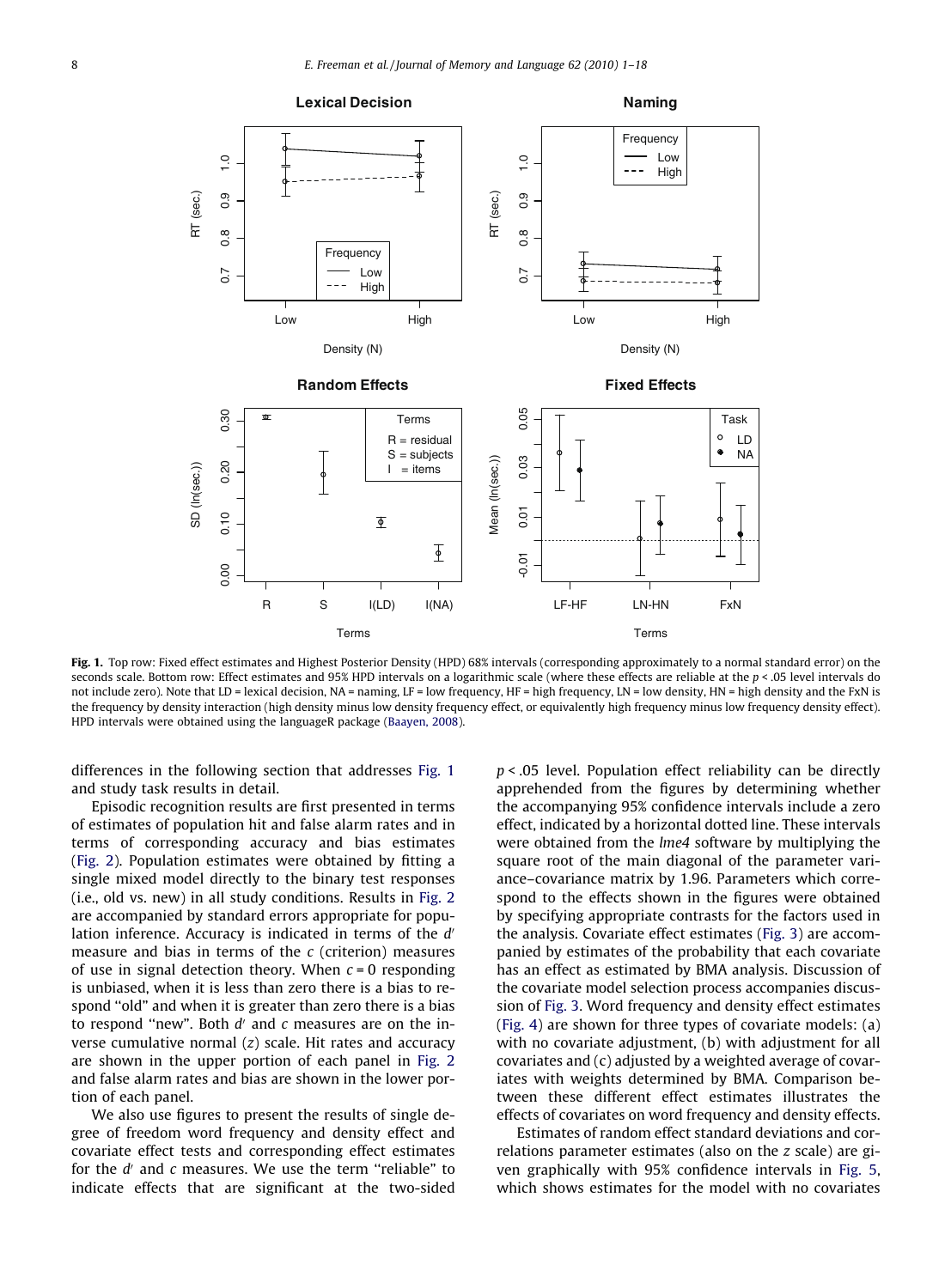**Fig. 1.** Top row: Fixed effect estimates and Highest Posterior Density (HPD) 68% intervals (corresponding approximately to a normal standard error) on the seconds scale. Bottom row: Effect estimates and 95% HPD intervals on a logarithmic scale (where these effects are reliable at the $p < .05$ level intervals do not include zero). Note that LD = lexical decision, NA = naming, LF = low frequency, HF = high frequency, LN = low density, HN = high density and the FxN is the frequency by density interaction (high density minus low density frequency effect, or equivalently high frequency minus low frequency density effect). HPD intervals were obtained using the languageR package (Baayen, 2008).

differences in the following section that addresses Fig. 1 and study task results in detail.

Episodic recognition results are first presented in terms of estimates of population hit and false alarm rates and in terms of corresponding accuracy and bias estimates (Fig. 2). Population estimates were obtained by fitting a single mixed model directly to the binary test responses (i.e., old vs. new) in all study conditions. Results in Fig. 2 are accompanied by standard errors appropriate for population inference. Accuracy is indicated in terms of the $d'$ measure and bias in terms of the $c$ (criterion) measures of use in signal detection theory. When $c = 0$ responding is unbiased, when it is less than zero there is a bias to respond "old" and when it is greater than zero there is a bias to respond "new". Both $d'$ and $c$ measures are on the inverse cumulative normal ($z$) scale. Hit rates and accuracy are shown in the upper portion of each panel in Fig. 2 and false alarm rates and bias are shown in the lower portion of each panel.

We also use figures to present the results of single degree of freedom word frequency and density effect and covariate effect tests and corresponding effect estimates for the $d'$ and $c$ measures. We use the term "reliable" to indicate effects that are significant at the two-sided $p < .05$ level. Population effect reliability can be directly apprehended from the figures by determining whether the accompanying 95% confidence intervals include a zero effect, indicated by a horizontal dotted line. These intervals were obtained from the *lme4* software by multiplying the square root of the main diagonal of the parameter variance–covariance matrix by 1.96. Parameters which correspond to the effects shown in the figures were obtained by specifying appropriate contrasts for the factors used in the analysis. Covariate effect estimates (Fig. 3) are accompanied by estimates of the probability that each covariate has an effect as estimated by BMA analysis. Discussion of the covariate model selection process accompanies discussion of Fig. 3. Word frequency and density effect estimates (Fig. 4) are shown for three types of covariate models: (a) with no covariate adjustment, (b) with adjustment for all covariates and (c) adjusted by a weighted average of covariates with weights determined by BMA. Comparison between these different effect estimates illustrates the effects of covariates on word frequency and density effects.

Estimates of random effect standard deviations and correlations parameter estimates (also on the $z$ scale) are given graphically with 95% confidence intervals in Fig. 5, which shows estimates for the model with no covariates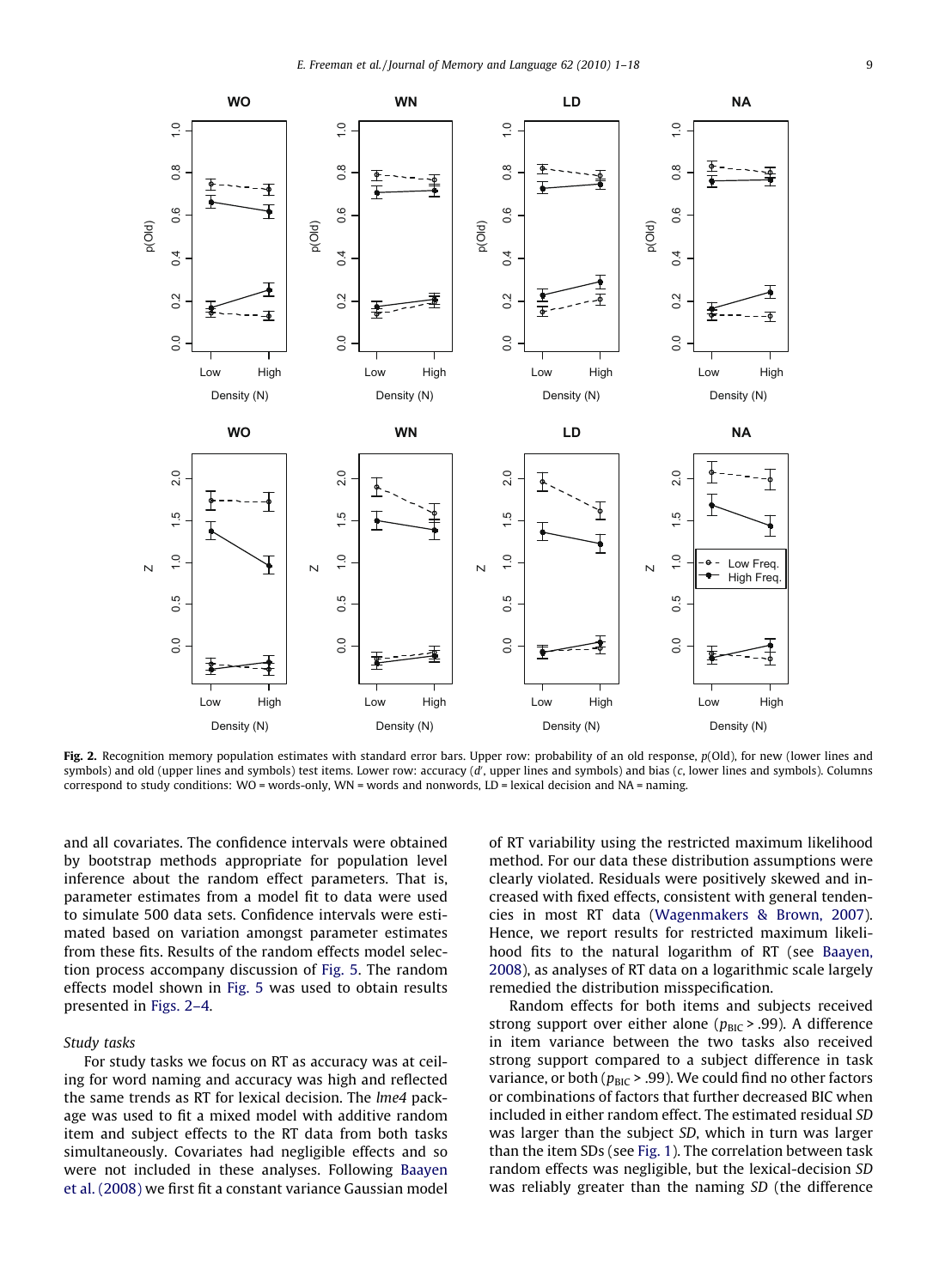**Fig. 2.** Recognition memory population estimates with standard error bars. Upper row: probability of an old response, *p*(Old), for new (lower lines and symbols) and old (upper lines and symbols) test items. Lower row: accuracy ($d'$, upper lines and symbols) and bias ($c$, lower lines and symbols). Columns correspond to study conditions: WO = words-only, WN = words and nonwords, LD = lexical decision and NA = naming.

and all covariates. The confidence intervals were obtained by bootstrap methods appropriate for population level inference about the random effect parameters. That is, parameter estimates from a model fit to data were used to simulate 500 data sets. Confidence intervals were estimated based on variation amongst parameter estimates from these fits. Results of the random effects model selection process accompany discussion of Fig. 5. The random effects model shown in Fig. 5 was used to obtain results presented in Figs. 2–4.

### Study tasks

For study tasks we focus on RT as accuracy was at ceiling for word naming and accuracy was high and reflected the same trends as RT for lexical decision. The *lme4* package was used to fit a mixed model with additive random item and subject effects to the RT data from both tasks simultaneously. Covariates had negligible effects and so were not included in these analyses. Following Baayen et al. (2008) we first fit a constant variance Gaussian model of RT variability using the restricted maximum likelihood method. For our data these distribution assumptions were clearly violated. Residuals were positively skewed and increased with fixed effects, consistent with general tendencies in most RT data (Wagenmakers & Brown, 2007). Hence, we report results for restricted maximum likelihood fits to the natural logarithm of RT (see Baayen, 2008), as analyses of RT data on a logarithmic scale largely remedied the distribution misspecification.

Random effects for both items and subjects received strong support over either alone ($p_{BIC} > .99$). A difference in item variance between the two tasks also received strong support compared to a subject difference in task variance, or both ($p_{BIC} > .99$). We could find no other factors or combinations of factors that further decreased BIC when included in either random effect. The estimated residual *SD* was larger than the subject *SD*, which in turn was larger than the item SDs (see Fig. 1). The correlation between task random effects was negligible, but the lexical-decision *SD* was reliably greater than the naming *SD* (the difference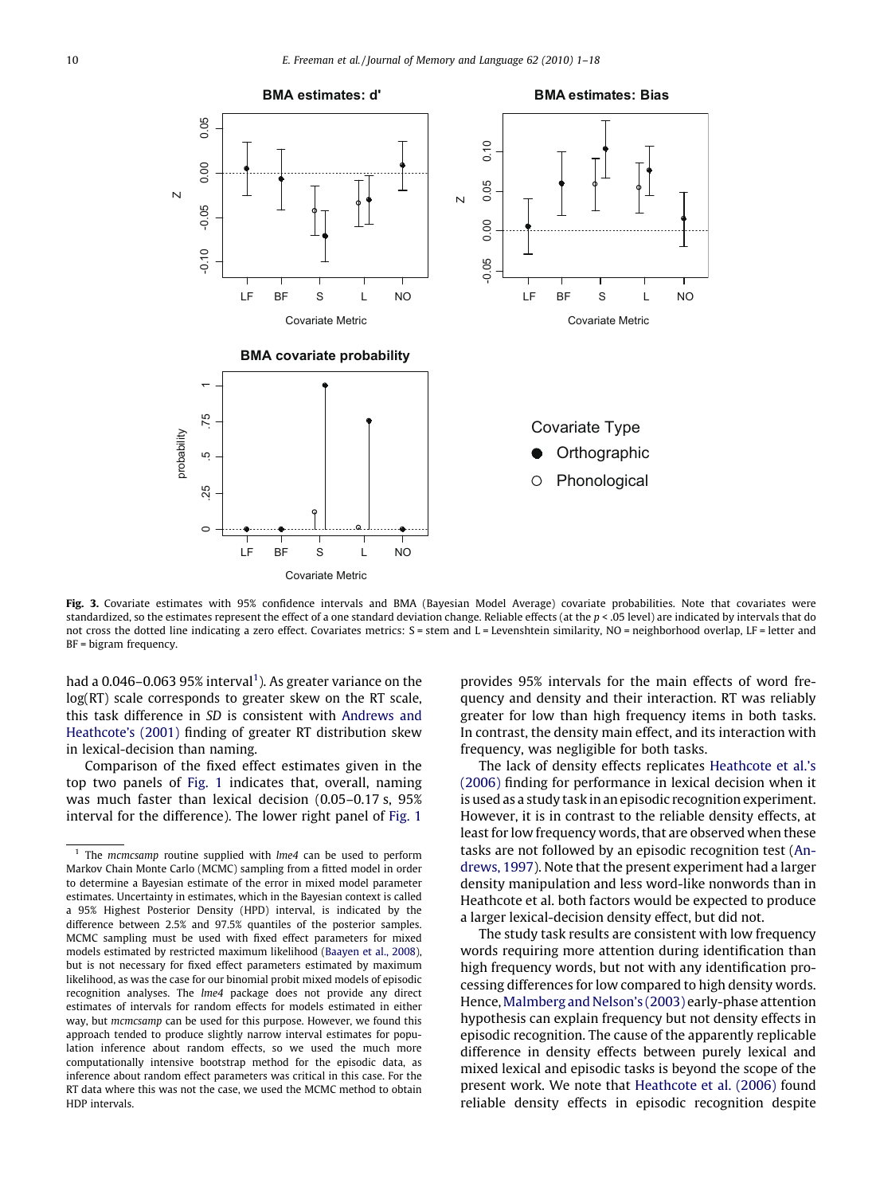**Fig. 3.** Covariate estimates with 95% confidence intervals and BMA (Bayesian Model Average) covariate probabilities. Note that covariates were standardized, so the estimates represent the effect of a one standard deviation change. Reliable effects (at the $p < .05$ level) are indicated by intervals that do not cross the dotted line indicating a zero effect. Covariates metrics: S = stem and L = Levenshtein similarity, NO = neighborhood overlap, LF = letter and BF = bigram frequency.

had a 0.046–0.063 95% interval[1]). As greater variance on the log(RT) scale corresponds to greater skew on the RT scale, this task difference in *SD* is consistent with Andrews and Heathcote's (2001) finding of greater RT distribution skew in lexical-decision than naming.

Comparison of the fixed effect estimates given in the top two panels of Fig. 1 indicates that, overall, naming was much faster than lexical decision (0.05–0.17 s, 95% interval for the difference). The lower right panel of Fig. 1 provides 95% intervals for the main effects of word frequency and density and their interaction. RT was reliably greater for low than high frequency items in both tasks. In contrast, the density main effect, and its interaction with frequency, was negligible for both tasks.

The lack of density effects replicates Heathcote et al.'s (2006) finding for performance in lexical decision when it is used as a study task in an episodic recognition experiment. However, it is in contrast to the reliable density effects, at least for low frequency words, that are observed when these tasks are not followed by an episodic recognition test (Andrews, 1997). Note that the present experiment had a larger density manipulation and less word-like nonwords than in Heathcote et al. both factors would be expected to produce a larger lexical-decision density effect, but did not.

The study task results are consistent with low frequency words requiring more attention during identification than high frequency words, but not with any identification processing differences for low compared to high density words. Hence, Malmberg and Nelson's (2003) early-phase attention hypothesis can explain frequency but not density effects in episodic recognition. The cause of the apparently replicable difference in density effects between purely lexical and mixed lexical and episodic tasks is beyond the scope of the present work. We note that Heathcote et al. (2006) found reliable density effects in episodic recognition despite

[1] The *mcmcsamp* routine supplied with *lme4* can be used to perform Markov Chain Monte Carlo (MCMC) sampling from a fitted model in order to determine a Bayesian estimate of the error in mixed model parameter estimates. Uncertainty in estimates, which in the Bayesian context is called a 95% Highest Posterior Density (HPD) interval, is indicated by the difference between 2.5% and 97.5% quantiles of the posterior samples. MCMC sampling must be used with fixed effect parameters for mixed models estimated by restricted maximum likelihood (Baayen et al., 2008), but is not necessary for fixed effect parameters estimated by maximum likelihood, as was the case for our binomial probit mixed models of episodic recognition analyses. The *lme4* package does not provide any direct estimates of intervals for random effects for models estimated in either way, but *mcmcsamp* can be used for this purpose. However, we found this approach tended to produce slightly narrow interval estimates for population inference about random effects, so we used the much more computationally intensive bootstrap method for the episodic data, as inference about random effect parameters was critical in this case. For the RT data where this was not the case, we used the MCMC method to obtain HDP intervals.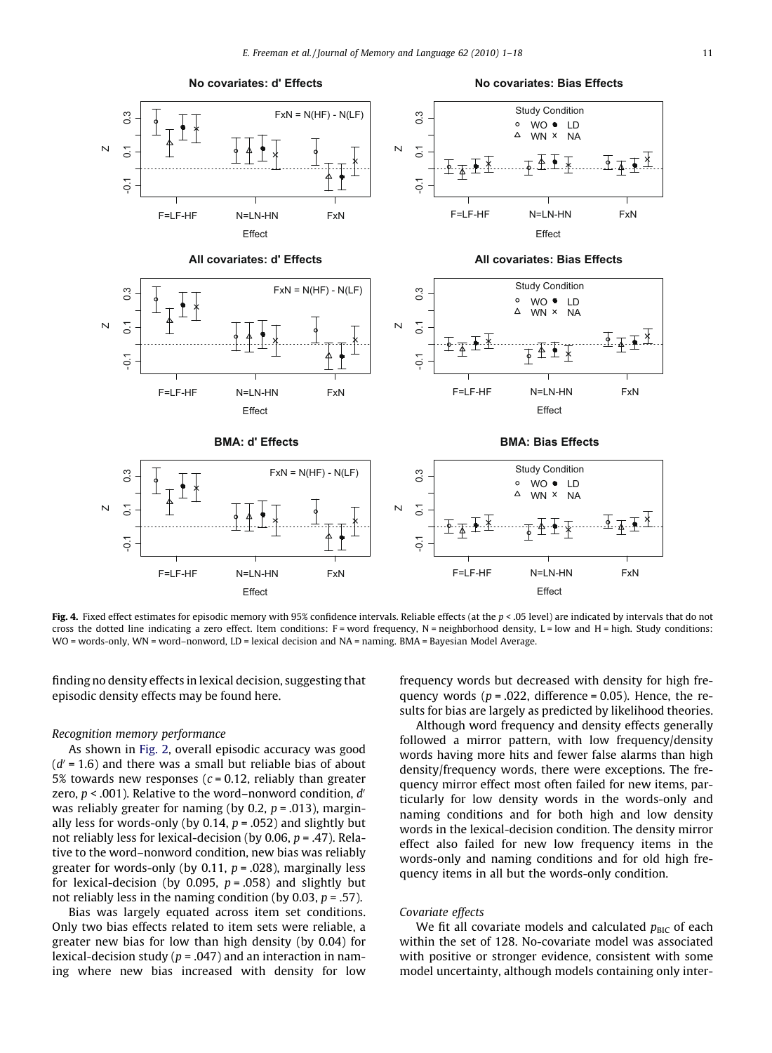**Fig. 4.** Fixed effect estimates for episodic memory with 95% confidence intervals. Reliable effects (at the $p < .05$ level) are indicated by intervals that do not cross the dotted line indicating a zero effect. Item conditions: F = word frequency, N = neighborhood density, L = low and H = high. Study conditions: WO = words-only, WN = word–nonword, LD = lexical decision and NA = naming. BMA = Bayesian Model Average.

finding no density effects in lexical decision, suggesting that episodic density effects may be found here.

*Recognition memory performance*

As shown in Fig. 2, overall episodic accuracy was good ($d' = 1.6$) and there was a small but reliable bias of about 5% towards new responses ($c = 0.12$, reliably than greater zero, $p < .001$). Relative to the word–nonword condition, $d'$ was reliably greater for naming (by 0.2, $p = .013$), marginally less for words-only (by 0.14, $p = .052$) and slightly but not reliably less for lexical-decision (by 0.06, $p = .47$). Relative to the word–nonword condition, new bias was reliably greater for words-only (by 0.11, $p = .028$), marginally less for lexical-decision (by 0.095, $p = .058$) and slightly but not reliably less in the naming condition (by 0.03, $p = .57$).

Bias was largely equated across item set conditions. Only two bias effects related to item sets were reliable, a greater new bias for low than high density (by 0.04) for lexical-decision study ($p = .047$) and an interaction in naming where new bias increased with density for low frequency words but decreased with density for high frequency words ($p = .022$, difference = 0.05). Hence, the results for bias are largely as predicted by likelihood theories.

Although word frequency and density effects generally followed a mirror pattern, with low frequency/density words having more hits and fewer false alarms than high density/frequency words, there were exceptions. The frequency mirror effect most often failed for new items, particularly for low density words in the words-only and naming conditions and for both high and low density words in the lexical-decision condition. The density mirror effect also failed for new low frequency items in the words-only and naming conditions and for old high frequency items in all but the words-only condition.

*Covariate effects*

We fit all covariate models and calculated $p_{\text{BIC}}$ of each within the set of 128. No-covariate model was associated with positive or stronger evidence, consistent with some model uncertainty, although models containing only inter-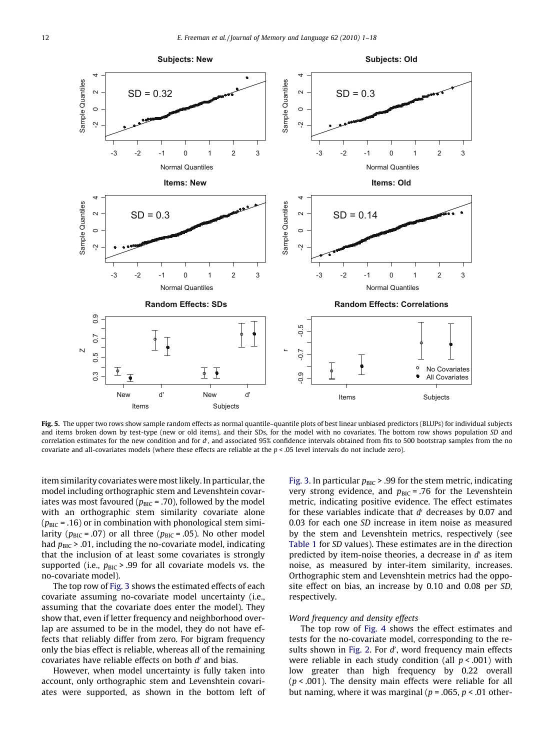**Fig. 5.** The upper two rows show sample random effects as normal quantile–quantile plots of best linear unbiased predictors (BLUPs) for individual subjects and items broken down by test-type (new or old items), and their SDs, for the model with no covariates. The bottom row shows population *SD* and correlation estimates for the new condition and for *d*′, and associated 95% confidence intervals obtained from fits to 500 bootstrap samples from the no covariate and all-covariates models (where these effects are reliable at the $p < .05$ level intervals do not include zero).

item similarity covariates were most likely. In particular, the model including orthographic stem and Levenshtein covariates was most favoured ($p_{BIC} = .70$), followed by the model with an orthographic stem similarity covariate alone ($p_{BIC} = .16$) or in combination with phonological stem similarity ($p_{BIC} = .07$) or all three ($p_{BIC} = .05$). No other model had $p_{BIC} > .01$, including the no-covariate model, indicating that the inclusion of at least some covariates is strongly supported (i.e., $p_{BIC} > .99$ for all covariate models vs. the no-covariate model).

The top row of Fig. 3 shows the estimated effects of each covariate assuming no-covariate model uncertainty (i.e., assuming that the covariate does enter the model). They show that, even if letter frequency and neighborhood overlap are assumed to be in the model, they do not have effects that reliably differ from zero. For bigram frequency only the bias effect is reliable, whereas all of the remaining covariates have reliable effects on both *d*′ and bias.

However, when model uncertainty is fully taken into account, only orthographic stem and Levenshtein covariates were supported, as shown in the bottom left of Fig. 3. In particular $p_{BIC} > .99$ for the stem metric, indicating very strong evidence, and $p_{BIC} = .76$ for the Levenshtein metric, indicating positive evidence. The effect estimates for these variables indicate that *d*′ decreases by 0.07 and 0.03 for each one *SD* increase in item noise as measured by the stem and Levenshtein metrics, respectively (see Table 1 for *SD* values). These estimates are in the direction predicted by item-noise theories, a decrease in *d*′ as item noise, as measured by inter-item similarity, increases. Orthographic stem and Levenshtein metrics had the opposite effect on bias, an increase by 0.10 and 0.08 per *SD*, respectively.

### Word frequency and density effects

The top row of Fig. 4 shows the effect estimates and tests for the no-covariate model, corresponding to the results shown in Fig. 2. For *d*′, word frequency main effects were reliable in each study condition (all $p < .001$) with low greater than high frequency by 0.22 overall ($p < .001$). The density main effects were reliable for all but naming, where it was marginal ($p = .065$, $p < .01$ other-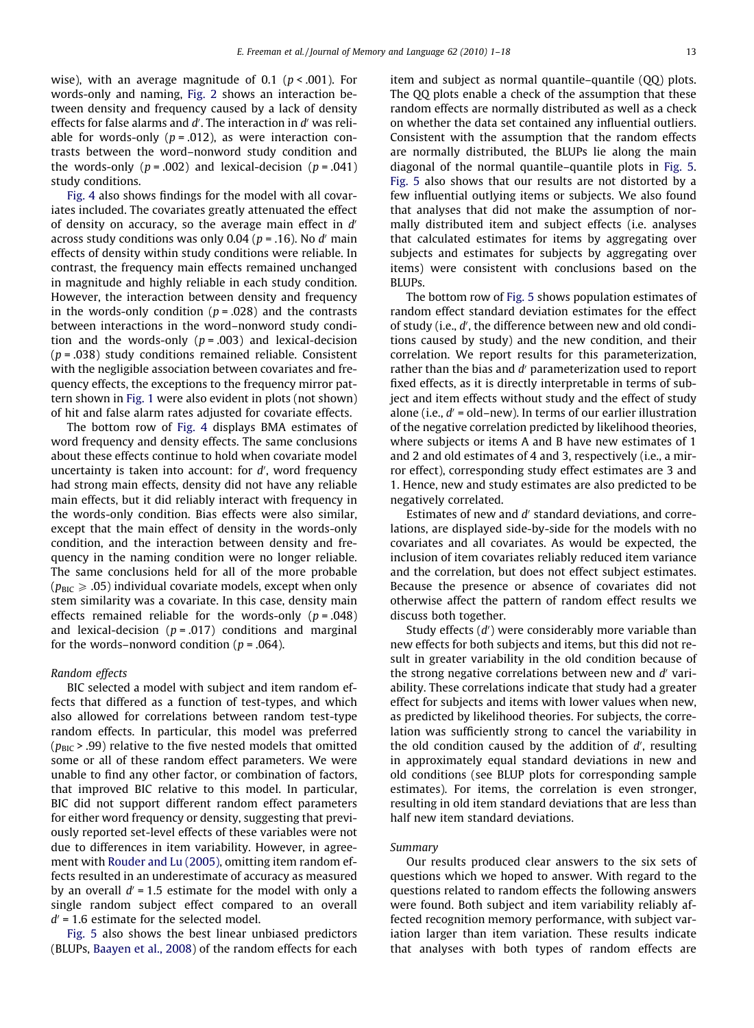wise), with an average magnitude of 0.1 ($p < .001$). For words-only and naming, Fig. 2 shows an interaction between density and frequency caused by a lack of density effects for false alarms and $d'$. The interaction in $d'$ was reliable for words-only ($p = .012$), as were interaction contrasts between the word–nonword study condition and the words-only ($p = .002$) and lexical-decision ($p = .041$) study conditions.

Fig. 4 also shows findings for the model with all covariates included. The covariates greatly attenuated the effect of density on accuracy, so the average main effect in $d'$ across study conditions was only 0.04 ($p = .16$). No $d'$ main effects of density within study conditions were reliable. In contrast, the frequency main effects remained unchanged in magnitude and highly reliable in each study condition. However, the interaction between density and frequency in the words-only condition ($p = .028$) and the contrasts between interactions in the word–nonword study condition and the words-only ($p = .003$) and lexical-decision ($p = .038$) study conditions remained reliable. Consistent with the negligible association between covariates and frequency effects, the exceptions to the frequency mirror pattern shown in Fig. 1 were also evident in plots (not shown) of hit and false alarm rates adjusted for covariate effects.

The bottom row of Fig. 4 displays BMA estimates of word frequency and density effects. The same conclusions about these effects continue to hold when covariate model uncertainty is taken into account: for $d'$, word frequency had strong main effects, density did not have any reliable main effects, but it did reliably interact with frequency in the words-only condition. Bias effects were also similar, except that the main effect of density in the words-only condition, and the interaction between density and frequency in the naming condition were no longer reliable. The same conclusions held for all of the more probable ($p_{BIC} \geqslant .05$) individual covariate models, except when only stem similarity was a covariate. In this case, density main effects remained reliable for the words-only ($p = .048$) and lexical-decision ($p = .017$) conditions and marginal for the words–nonword condition ($p = .064$).

*Random effects*

BIC selected a model with subject and item random effects that differed as a function of test-types, and which also allowed for correlations between random test-type random effects. In particular, this model was preferred ($p_{BIC} > .99$) relative to the five nested models that omitted some or all of these random effect parameters. We were unable to find any other factor, or combination of factors, that improved BIC relative to this model. In particular, BIC did not support different random effect parameters for either word frequency or density, suggesting that previously reported set-level effects of these variables were not due to differences in item variability. However, in agreement with Rouder and Lu (2005), omitting item random effects resulted in an underestimate of accuracy as measured by an overall $d' = 1.5$ estimate for the model with only a single random subject effect compared to an overall $d' = 1.6$ estimate for the selected model.

Fig. 5 also shows the best linear unbiased predictors (BLUPs, Baayen et al., 2008) of the random effects for each item and subject as normal quantile–quantile (QQ) plots. The QQ plots enable a check of the assumption that these random effects are normally distributed as well as a check on whether the data set contained any influential outliers. Consistent with the assumption that the random effects are normally distributed, the BLUPs lie along the main diagonal of the normal quantile–quantile plots in Fig. 5. Fig. 5 also shows that our results are not distorted by a few influential outlying items or subjects. We also found that analyses that did not make the assumption of normally distributed item and subject effects (i.e. analyses that calculated estimates for items by aggregating over subjects and estimates for subjects by aggregating over items) were consistent with conclusions based on the BLUPs.

The bottom row of Fig. 5 shows population estimates of random effect standard deviation estimates for the effect of study (i.e., $d'$, the difference between new and old conditions caused by study) and the new condition, and their correlation. We report results for this parameterization, rather than the bias and $d'$ parameterization used to report fixed effects, as it is directly interpretable in terms of subject and item effects without study and the effect of study alone (i.e., $d'$ = old–new). In terms of our earlier illustration of the negative correlation predicted by likelihood theories, where subjects or items A and B have new estimates of 1 and 2 and old estimates of 4 and 3, respectively (i.e., a mirror effect), corresponding study effect estimates are 3 and 1. Hence, new and study estimates are also predicted to be negatively correlated.

Estimates of new and $d'$ standard deviations, and correlations, are displayed side-by-side for the models with no covariates and all covariates. As would be expected, the inclusion of item covariates reliably reduced item variance and the correlation, but does not effect subject estimates. Because the presence or absence of covariates did not otherwise affect the pattern of random effect results we discuss both together.

Study effects ($d'$) were considerably more variable than new effects for both subjects and items, but this did not result in greater variability in the old condition because of the strong negative correlations between new and $d'$ variability. These correlations indicate that study had a greater effect for subjects and items with lower values when new, as predicted by likelihood theories. For subjects, the correlation was sufficiently strong to cancel the variability in the old condition caused by the addition of $d'$, resulting in approximately equal standard deviations in new and old conditions (see BLUP plots for corresponding sample estimates). For items, the correlation is even stronger, resulting in old item standard deviations that are less than half new item standard deviations.

*Summary*

Our results produced clear answers to the six sets of questions which we hoped to answer. With regard to the questions related to random effects the following answers were found. Both subject and item variability reliably affected recognition memory performance, with subject variation larger than item variation. These results indicate that analyses with both types of random effects are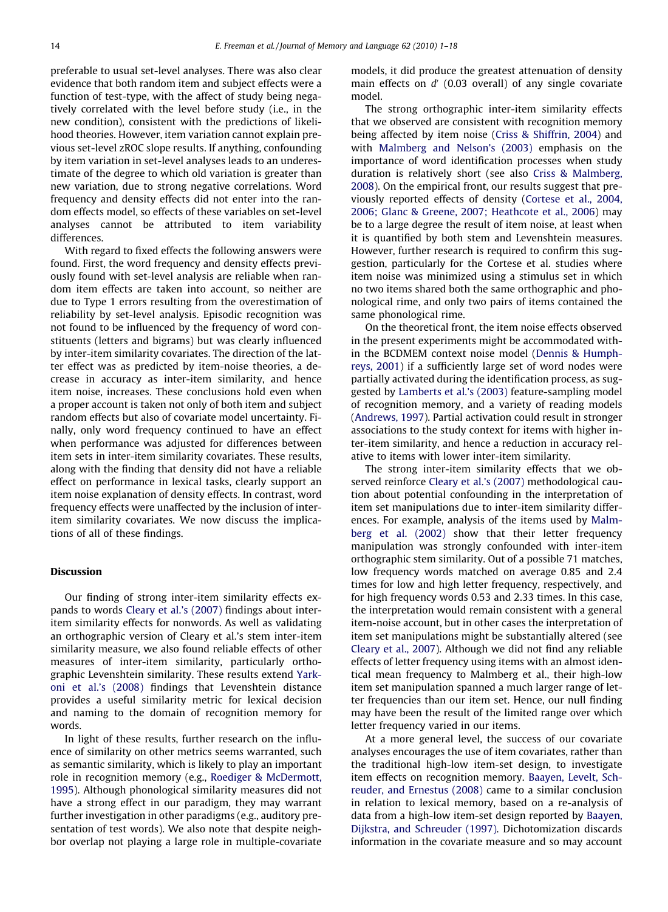preferable to usual set-level analyses. There was also clear evidence that both random item and subject effects were a function of test-type, with the affect of study being negatively correlated with the level before study (i.e., in the new condition), consistent with the predictions of likelihood theories. However, item variation cannot explain previous set-level zROC slope results. If anything, confounding by item variation in set-level analyses leads to an underestimate of the degree to which old variation is greater than new variation, due to strong negative correlations. Word frequency and density effects did not enter into the random effects model, so effects of these variables on set-level analyses cannot be attributed to item variability differences.

With regard to fixed effects the following answers were found. First, the word frequency and density effects previously found with set-level analysis are reliable when random item effects are taken into account, so neither are due to Type 1 errors resulting from the overestimation of reliability by set-level analysis. Episodic recognition was not found to be influenced by the frequency of word constituents (letters and bigrams) but was clearly influenced by inter-item similarity covariates. The direction of the latter effect was as predicted by item-noise theories, a decrease in accuracy as inter-item similarity, and hence item noise, increases. These conclusions hold even when a proper account is taken not only of both item and subject random effects but also of covariate model uncertainty. Finally, only word frequency continued to have an effect when performance was adjusted for differences between item sets in inter-item similarity covariates. These results, along with the finding that density did not have a reliable effect on performance in lexical tasks, clearly support an item noise explanation of density effects. In contrast, word frequency effects were unaffected by the inclusion of inter-item similarity covariates. We now discuss the implications of all of these findings.

## Discussion

Our finding of strong inter-item similarity effects expands to words Cleary et al.'s (2007) findings about inter-item similarity effects for nonwords. As well as validating an orthographic version of Cleary et al.'s stem inter-item similarity measure, we also found reliable effects of other measures of inter-item similarity, particularly orthographic Levenshtein similarity. These results extend Yarkoni et al.'s (2008) findings that Levenshtein distance provides a useful similarity metric for lexical decision and naming to the domain of recognition memory for words.

In light of these results, further research on the influence of similarity on other metrics seems warranted, such as semantic similarity, which is likely to play an important role in recognition memory (e.g., Roediger & McDermott, 1995). Although phonological similarity measures did not have a strong effect in our paradigm, they may warrant further investigation in other paradigms (e.g., auditory presentation of test words). We also note that despite neighbor overlap not playing a large role in multiple-covariate models, it did produce the greatest attenuation of density main effects on $d'$ (0.03 overall) of any single covariate model.

The strong orthographic inter-item similarity effects that we observed are consistent with recognition memory being affected by item noise (Criss & Shiffrin, 2004) and with Malmberg and Nelson's (2003) emphasis on the importance of word identification processes when study duration is relatively short (see also Criss & Malmberg, 2008). On the empirical front, our results suggest that previously reported effects of density (Cortese et al., 2004, 2006; Glanc & Greene, 2007; Heathcote et al., 2006) may be to a large degree the result of item noise, at least when it is quantified by both stem and Levenshtein measures. However, further research is required to confirm this suggestion, particularly for the Cortese et al. studies where item noise was minimized using a stimulus set in which no two items shared both the same orthographic and phonological rime, and only two pairs of items contained the same phonological rime.

On the theoretical front, the item noise effects observed in the present experiments might be accommodated within the BCDMEM context noise model (Dennis & Humphreys, 2001) if a sufficiently large set of word nodes were partially activated during the identification process, as suggested by Lamberts et al.'s (2003) feature-sampling model of recognition memory, and a variety of reading models (Andrews, 1997). Partial activation could result in stronger associations to the study context for items with higher inter-item similarity, and hence a reduction in accuracy relative to items with lower inter-item similarity.

The strong inter-item similarity effects that we observed reinforce Cleary et al.'s (2007) methodological caution about potential confounding in the interpretation of item set manipulations due to inter-item similarity differences. For example, analysis of the items used by Malmberg et al. (2002) show that their letter frequency manipulation was strongly confounded with inter-item orthographic stem similarity. Out of a possible 71 matches, low frequency words matched on average 0.85 and 2.4 times for low and high letter frequency, respectively, and for high frequency words 0.53 and 2.33 times. In this case, the interpretation would remain consistent with a general item-noise account, but in other cases the interpretation of item set manipulations might be substantially altered (see Cleary et al., 2007). Although we did not find any reliable effects of letter frequency using items with an almost identical mean frequency to Malmberg et al., their high-low item set manipulation spanned a much larger range of letter frequencies than our item set. Hence, our null finding may have been the result of the limited range over which letter frequency varied in our items.

At a more general level, the success of our covariate analyses encourages the use of item covariates, rather than the traditional high-low item-set design, to investigate item effects on recognition memory. Baayen, Levelt, Schreuder, and Ernestus (2008) came to a similar conclusion in relation to lexical memory, based on a re-analysis of data from a high-low item-set design reported by Baayen, Dijkstra, and Schreuder (1997). Dichotomization discards information in the covariate measure and so may account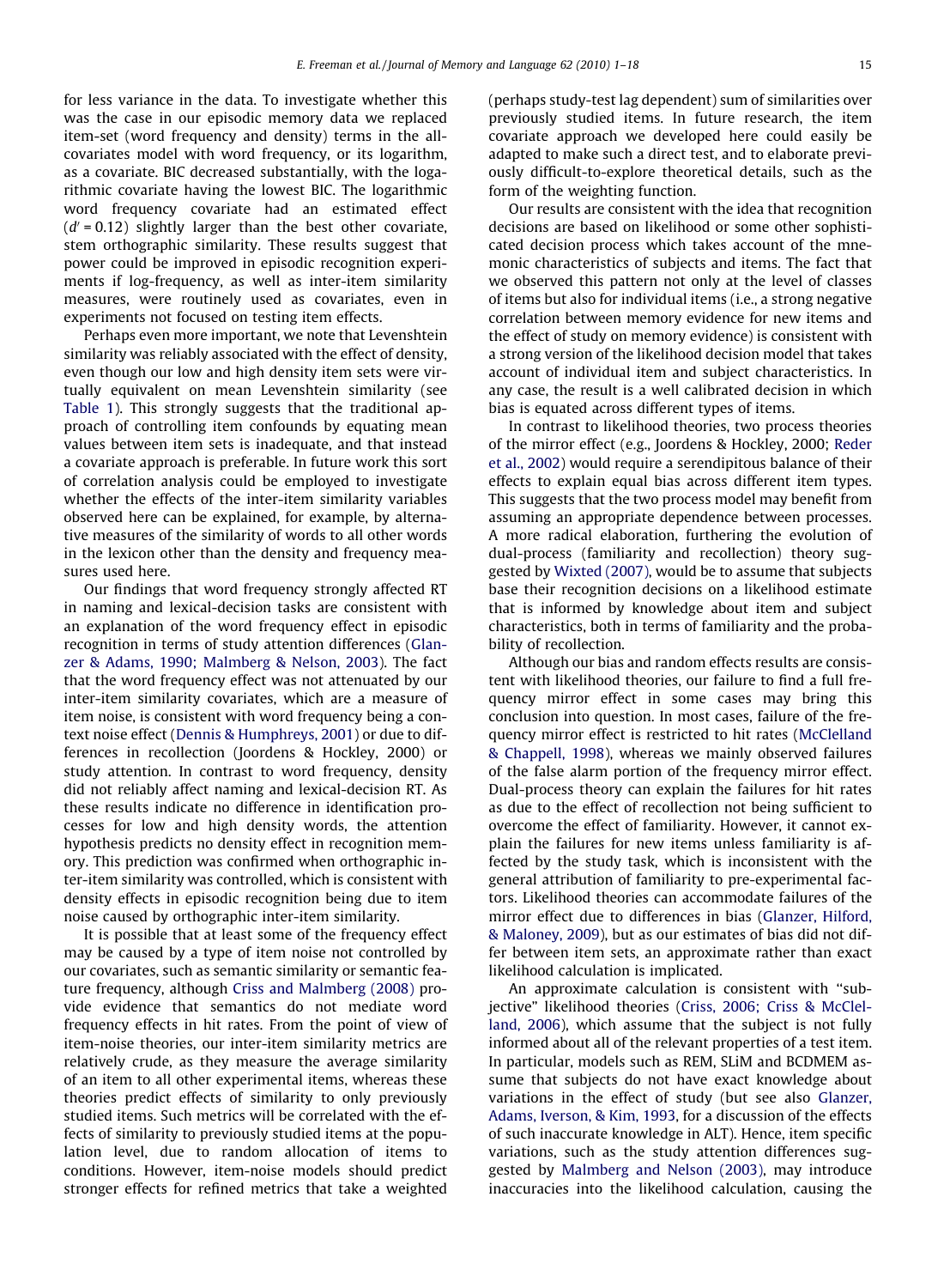for less variance in the data. To investigate whether this was the case in our episodic memory data we replaced item-set (word frequency and density) terms in the all-covariates model with word frequency, or its logarithm, as a covariate. BIC decreased substantially, with the logarithmic covariate having the lowest BIC. The logarithmic word frequency covariate had an estimated effect ($d' = 0.12$) slightly larger than the best other covariate, stem orthographic similarity. These results suggest that power could be improved in episodic recognition experiments if log-frequency, as well as inter-item similarity measures, were routinely used as covariates, even in experiments not focused on testing item effects.

Perhaps even more important, we note that Levenshtein similarity was reliably associated with the effect of density, even though our low and high density item sets were virtually equivalent on mean Levenshtein similarity (see Table 1). This strongly suggests that the traditional approach of controlling item confounds by equating mean values between item sets is inadequate, and that instead a covariate approach is preferable. In future work this sort of correlation analysis could be employed to investigate whether the effects of the inter-item similarity variables observed here can be explained, for example, by alternative measures of the similarity of words to all other words in the lexicon other than the density and frequency measures used here.

Our findings that word frequency strongly affected RT in naming and lexical-decision tasks are consistent with an explanation of the word frequency effect in episodic recognition in terms of study attention differences (Glanzer & Adams, 1990; Malmberg & Nelson, 2003). The fact that the word frequency effect was not attenuated by our inter-item similarity covariates, which are a measure of item noise, is consistent with word frequency being a context noise effect (Dennis & Humphreys, 2001) or due to differences in recollection (Joordens & Hockley, 2000) or study attention. In contrast to word frequency, density did not reliably affect naming and lexical-decision RT. As these results indicate no difference in identification processes for low and high density words, the attention hypothesis predicts no density effect in recognition memory. This prediction was confirmed when orthographic inter-item similarity was controlled, which is consistent with density effects in episodic recognition being due to item noise caused by orthographic inter-item similarity.

It is possible that at least some of the frequency effect may be caused by a type of item noise not controlled by our covariates, such as semantic similarity or semantic feature frequency, although Criss and Malmberg (2008) provide evidence that semantics do not mediate word frequency effects in hit rates. From the point of view of item-noise theories, our inter-item similarity metrics are relatively crude, as they measure the average similarity of an item to all other experimental items, whereas these theories predict effects of similarity to only previously studied items. Such metrics will be correlated with the effects of similarity to previously studied items at the population level, due to random allocation of items to conditions. However, item-noise models should predict stronger effects for refined metrics that take a weighted (perhaps study-test lag dependent) sum of similarities over previously studied items. In future research, the item covariate approach we developed here could easily be adapted to make such a direct test, and to elaborate previously difficult-to-explore theoretical details, such as the form of the weighting function.

Our results are consistent with the idea that recognition decisions are based on likelihood or some other sophisticated decision process which takes account of the mnemonic characteristics of subjects and items. The fact that we observed this pattern not only at the level of classes of items but also for individual items (i.e., a strong negative correlation between memory evidence for new items and the effect of study on memory evidence) is consistent with a strong version of the likelihood decision model that takes account of individual item and subject characteristics. In any case, the result is a well calibrated decision in which bias is equated across different types of items.

In contrast to likelihood theories, two process theories of the mirror effect (e.g., Joordens & Hockley, 2000; Reder et al., 2002) would require a serendipitous balance of their effects to explain equal bias across different item types. This suggests that the two process model may benefit from assuming an appropriate dependence between processes. A more radical elaboration, furthering the evolution of dual-process (familiarity and recollection) theory suggested by Wixted (2007), would be to assume that subjects base their recognition decisions on a likelihood estimate that is informed by knowledge about item and subject characteristics, both in terms of familiarity and the probability of recollection.

Although our bias and random effects results are consistent with likelihood theories, our failure to find a full frequency mirror effect in some cases may bring this conclusion into question. In most cases, failure of the frequency mirror effect is restricted to hit rates (McClelland & Chappell, 1998), whereas we mainly observed failures of the false alarm portion of the frequency mirror effect. Dual-process theory can explain the failures for hit rates as due to the effect of recollection not being sufficient to overcome the effect of familiarity. However, it cannot explain the failures for new items unless familiarity is affected by the study task, which is inconsistent with the general attribution of familiarity to pre-experimental factors. Likelihood theories can accommodate failures of the mirror effect due to differences in bias (Glanzer, Hilford, & Maloney, 2009), but as our estimates of bias did not differ between item sets, an approximate rather than exact likelihood calculation is implicated.

An approximate calculation is consistent with "subjective" likelihood theories (Criss, 2006; Criss & McClelland, 2006), which assume that the subject is not fully informed about all of the relevant properties of a test item. In particular, models such as REM, SLiM and BCDMEM assume that subjects do not have exact knowledge about variations in the effect of study (but see also Glanzer, Adams, Iverson, & Kim, 1993, for a discussion of the effects of such inaccurate knowledge in ALT). Hence, item specific variations, such as the study attention differences suggested by Malmberg and Nelson (2003), may introduce inaccuracies into the likelihood calculation, causing the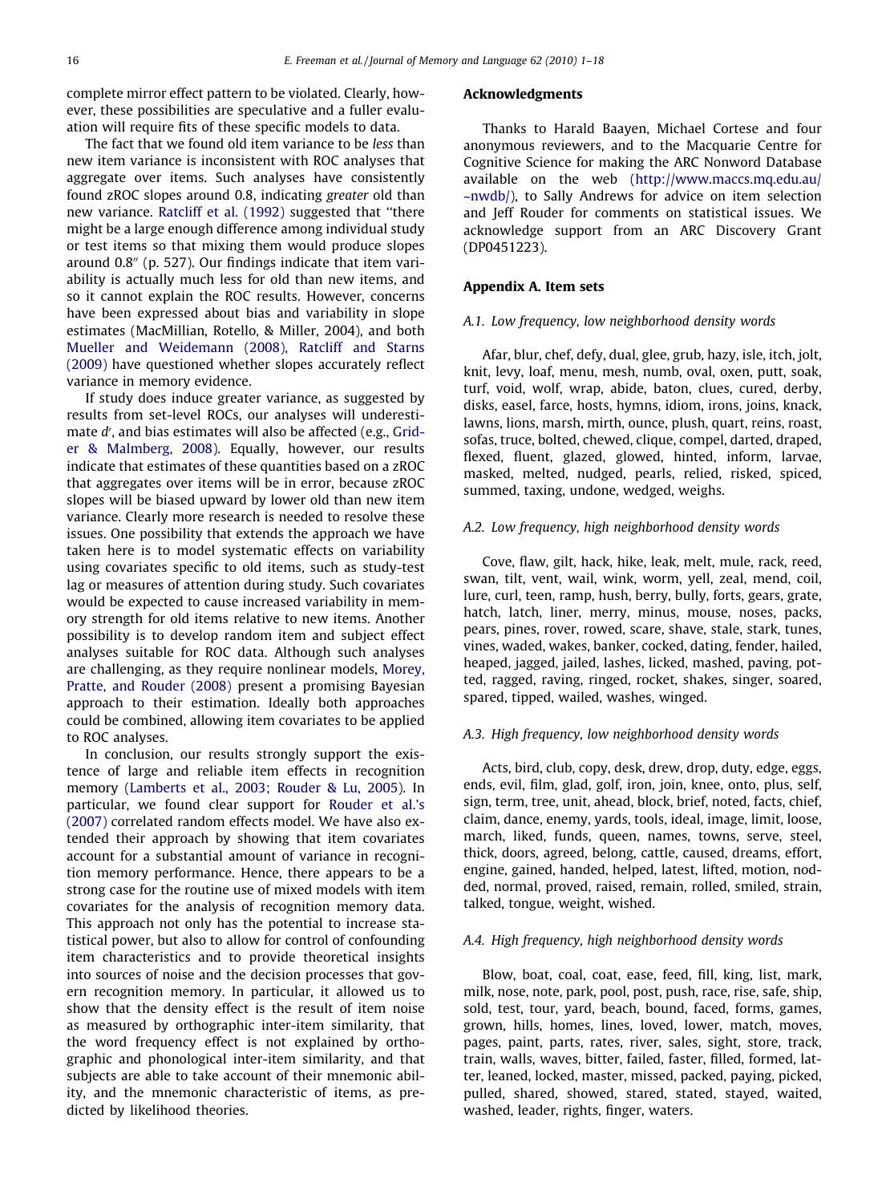complete mirror effect pattern to be violated. Clearly, however, these possibilities are speculative and a fuller evaluation will require fits of these specific models to data.

The fact that we found old item variance to be *less* than new item variance is inconsistent with ROC analyses that aggregate over items. Such analyses have consistently found zROC slopes around 0.8, indicating *greater* old than new variance. Ratcliff et al. (1992) suggested that "there might be a large enough difference among individual study or test items so that mixing them would produce slopes around 0.8" (p. 527). Our findings indicate that item variability is actually much less for old than new items, and so it cannot explain the ROC results. However, concerns have been expressed about bias and variability in slope estimates (MacMillian, Rotello, & Miller, 2004), and both Mueller and Weidemann (2008), Ratcliff and Starns (2009) have questioned whether slopes accurately reflect variance in memory evidence.

If study does induce greater variance, as suggested by results from set-level ROCs, our analyses will underestimate $d'$, and bias estimates will also be affected (e.g., Grider & Malmberg, 2008). Equally, however, our results indicate that estimates of these quantities based on a zROC that aggregates over items will be in error, because zROC slopes will be biased upward by lower old than new item variance. Clearly more research is needed to resolve these issues. One possibility that extends the approach we have taken here is to model systematic effects on variability using covariates specific to old items, such as study-test lag or measures of attention during study. Such covariates would be expected to cause increased variability in memory strength for old items relative to new items. Another possibility is to develop random item and subject effect analyses suitable for ROC data. Although such analyses are challenging, as they require nonlinear models, Morey, Pratte, and Rouder (2008) present a promising Bayesian approach to their estimation. Ideally both approaches could be combined, allowing item covariates to be applied to ROC analyses.

In conclusion, our results strongly support the existence of large and reliable item effects in recognition memory (Lamberts et al., 2003; Rouder & Lu, 2005). In particular, we found clear support for Rouder et al.'s (2007) correlated random effects model. We have also extended their approach by showing that item covariates account for a substantial amount of variance in recognition memory performance. Hence, there appears to be a strong case for the routine use of mixed models with item covariates for the analysis of recognition memory data. This approach not only has the potential to increase statistical power, but also to allow for control of confounding item characteristics and to provide theoretical insights into sources of noise and the decision processes that govern recognition memory. In particular, it allowed us to show that the density effect is the result of item noise as measured by orthographic inter-item similarity, that the word frequency effect is not explained by orthographic and phonological inter-item similarity, and that subjects are able to take account of their mnemonic ability, and the mnemonic characteristic of items, as predicted by likelihood theories.

## Acknowledgments

Thanks to Harald Baayen, Michael Cortese and four anonymous reviewers, and to the Macquarie Centre for Cognitive Science for making the ARC Nonword Database available on the web (http://www.maccs.mq.edu.au/~nwdb/), to Sally Andrews for advice on item selection and Jeff Rouder for comments on statistical issues. We acknowledge support from an ARC Discovery Grant (DP0451223).

## Appendix A. Item sets

### *A.1. Low frequency, low neighborhood density words*

Afar, blur, chef, defy, dual, glee, grub, hazy, isle, itch, jolt, knit, levy, loaf, menu, mesh, numb, oval, oxen, putt, soak, turf, void, wolf, wrap, abide, baton, clues, cured, derby, disks, easel, farce, hosts, hymns, idiom, irons, joins, knack, lawns, lions, marsh, mirth, ounce, plush, quart, reins, roast, sofas, truce, bolted, chewed, clique, compel, darted, draped, flexed, fluent, glazed, glowed, hinted, inform, larvae, masked, melted, nudged, pearls, relied, risked, spiced, summed, taxing, undone, wedged, weighs.

### *A.2. Low frequency, high neighborhood density words*

Cove, flaw, gilt, hack, hike, leak, melt, mule, rack, reed, swan, tilt, vent, wail, wink, worm, yell, zeal, mend, coil, lure, curl, teen, ramp, hush, berry, bully, forts, gears, grate, hatch, latch, liner, merry, minus, mouse, noses, packs, pears, pines, rover, rowed, scare, shave, stale, stark, tunes, vines, waded, wakes, banker, cocked, dating, fender, hailed, heaped, jagged, jailed, lashes, licked, mashed, paving, potted, ragged, raving, ringed, rocket, shakes, singer, soared, spared, tipped, wailed, washes, winged.

### *A.3. High frequency, low neighborhood density words*

Acts, bird, club, copy, desk, drew, drop, duty, edge, eggs, ends, evil, film, glad, golf, iron, join, knee, onto, plus, self, sign, term, tree, unit, ahead, block, brief, noted, facts, chief, claim, dance, enemy, yards, tools, ideal, image, limit, loose, march, liked, funds, queen, names, towns, serve, steel, thick, doors, agreed, belong, cattle, caused, dreams, effort, engine, gained, handed, helped, latest, lifted, motion, nodded, normal, proved, raised, remain, rolled, smiled, strain, talked, tongue, weight, wished.

### *A.4. High frequency, high neighborhood density words*

Blow, boat, coal, coat, ease, feed, fill, king, list, mark, milk, nose, note, park, pool, post, push, race, rise, safe, ship, sold, test, tour, yard, beach, bound, faced, forms, games, grown, hills, homes, lines, loved, lower, match, moves, pages, paint, parts, rates, river, sales, sight, store, track, train, walls, waves, bitter, failed, faster, filled, formed, latter, leaned, locked, master, missed, packed, paying, picked, pulled, shared, showed, stared, stated, stayed, waited, washed, leader, rights, finger, waters.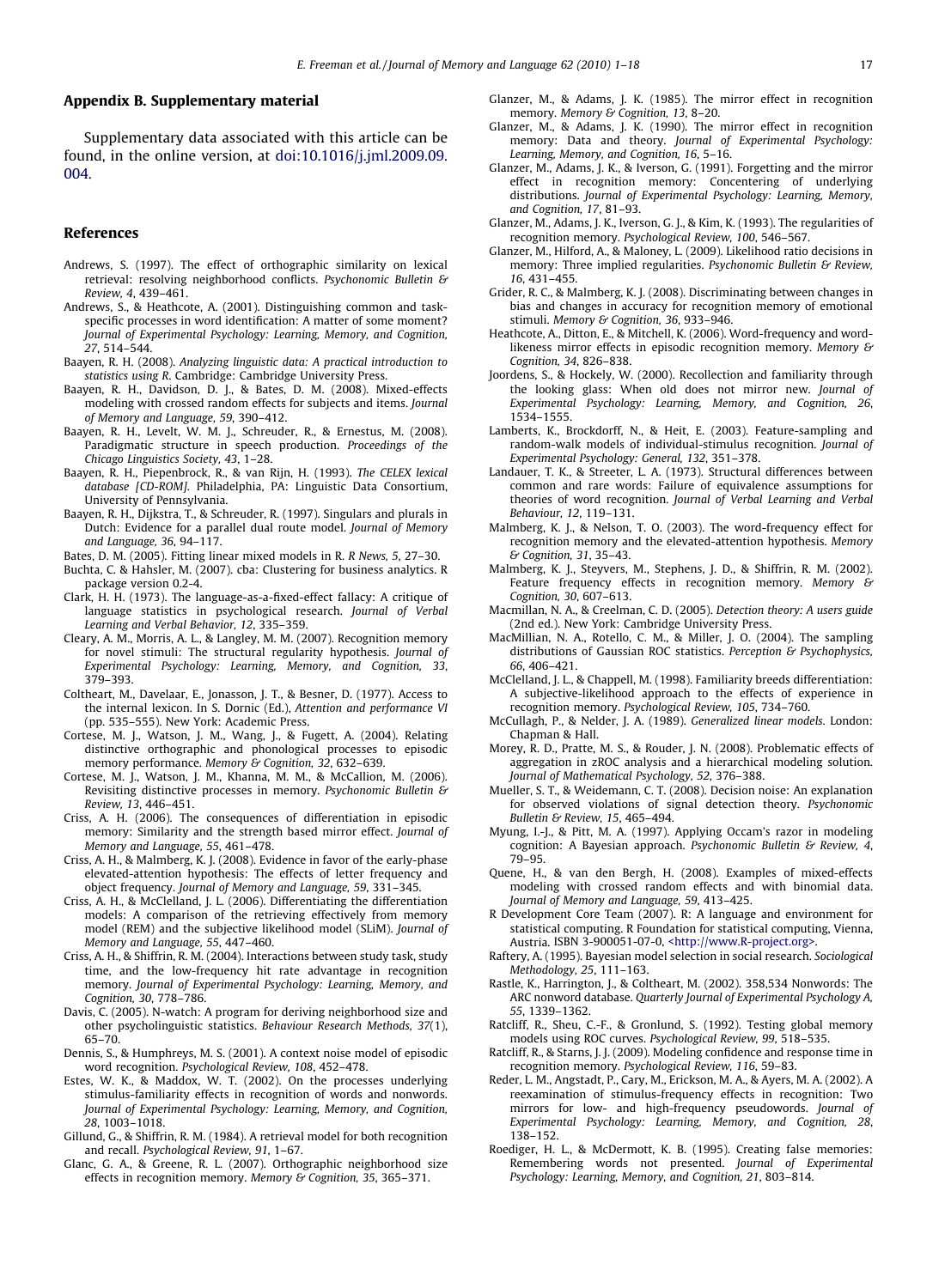## Appendix B. Supplementary material

Supplementary data associated with this article can be found, in the online version, at doi:10.1016/j.jml.2009.09.004.

## References

Andrews, S. (1997). The effect of orthographic similarity on lexical retrieval: resolving neighborhood conflicts. *Psychonomic Bulletin & Review, 4*, 439–461.

Andrews, S., & Heathcote, A. (2001). Distinguishing common and task-specific processes in word identification: A matter of some moment? *Journal of Experimental Psychology: Learning, Memory, and Cognition, 27*, 514–544.

Baayen, R. H. (2008). *Analyzing linguistic data: A practical introduction to statistics using R*. Cambridge: Cambridge University Press.

Baayen, R. H., Davidson, D. J., & Bates, D. M. (2008). Mixed-effects modeling with crossed random effects for subjects and items. *Journal of Memory and Language, 59*, 390–412.

Baayen, R. H., Levelt, W. M. J., Schreuder, R., & Ernestus, M. (2008). Paradigmatic structure in speech production. *Proceedings of the Chicago Linguistics Society, 43*, 1–28.

Baayen, R. H., Piepenbrock, R., & van Rijn, H. (1993). *The CELEX lexical database [CD-ROM]*. Philadelphia, PA: Linguistic Data Consortium, University of Pennsylvania.

Baayen, R. H., Dijkstra, T., & Schreuder, R. (1997). Singulars and plurals in Dutch: Evidence for a parallel dual route model. *Journal of Memory and Language, 36*, 94–117.

Bates, D. M. (2005). Fitting linear mixed models in R. *R News, 5*, 27–30.

Buchta, C. & Hahsler, M. (2007). cba: Clustering for business analytics. R package version 0.2-4.

Clark, H. H. (1973). The language-as-a-fixed-effect fallacy: A critique of language statistics in psychological research. *Journal of Verbal Learning and Verbal Behavior, 12*, 335–359.

Cleary, A. M., Morris, A. L., & Langley, M. M. (2007). Recognition memory for novel stimuli: The structural regularity hypothesis. *Journal of Experimental Psychology: Learning, Memory, and Cognition, 33*, 379–393.

Coltheart, M., Davelaar, E., Jonasson, J. T., & Besner, D. (1977). Access to the internal lexicon. In S. Dornic (Ed.), *Attention and performance VI* (pp. 535–555). New York: Academic Press.

Cortese, M. J., Watson, J. M., Wang, J., & Fugett, A. (2004). Relating distinctive orthographic and phonological processes to episodic memory performance. *Memory & Cognition, 32*, 632–639.

Cortese, M. J., Watson, J. M., Khanna, M. M., & McCallion, M. (2006). Revisiting distinctive processes in memory. *Psychonomic Bulletin & Review, 13*, 446–451.

Criss, A. H. (2006). The consequences of differentiation in episodic memory: Similarity and the strength based mirror effect. *Journal of Memory and Language, 55*, 461–478.

Criss, A. H., & Malmberg, K. J. (2008). Evidence in favor of the early-phase elevated-attention hypothesis: The effects of letter frequency and object frequency. *Journal of Memory and Language, 59*, 331–345.

Criss, A. H., & McClelland, J. L. (2006). Differentiating the differentiation models: A comparison of the retrieving effectively from memory model (REM) and the subjective likelihood model (SLiM). *Journal of Memory and Language, 55*, 447–460.

Criss, A. H., & Shiffrin, R. M. (2004). Interactions between study task, study time, and the low-frequency hit rate advantage in recognition memory. *Journal of Experimental Psychology: Learning, Memory, and Cognition, 30*, 778–786.

Davis, C. (2005). N-watch: A program for deriving neighborhood size and other psycholinguistic statistics. *Behaviour Research Methods, 37*(1), 65–70.

Dennis, S., & Humphreys, M. S. (2001). A context noise model of episodic word recognition. *Psychological Review, 108*, 452–478.

Estes, W. K., & Maddox, W. T. (2002). On the processes underlying stimulus-familiarity effects in recognition of words and nonwords. *Journal of Experimental Psychology: Learning, Memory, and Cognition, 28*, 1003–1018.

Gillund, G., & Shiffrin, R. M. (1984). A retrieval model for both recognition and recall. *Psychological Review, 91*, 1–67.

Glanc, G. A., & Greene, R. L. (2007). Orthographic neighborhood size effects in recognition memory. *Memory & Cognition, 35*, 365–371.

Glanzer, M., & Adams, J. K. (1985). The mirror effect in recognition memory. *Memory & Cognition, 13*, 8–20.

Glanzer, M., & Adams, J. K. (1990). The mirror effect in recognition memory: Data and theory. *Journal of Experimental Psychology: Learning, Memory, and Cognition, 16*, 5–16.

Glanzer, M., Adams, J. K., & Iverson, G. (1991). Forgetting and the mirror effect in recognition memory: Concentering of underlying distributions. *Journal of Experimental Psychology: Learning, Memory, and Cognition, 17*, 81–93.

Glanzer, M., Adams, J. K., Iverson, G. J., & Kim, K. (1993). The regularities of recognition memory. *Psychological Review, 100*, 546–567.

Glanzer, M., Hilford, A., & Maloney, L. (2009). Likelihood ratio decisions in memory: Three implied regularities. *Psychonomic Bulletin & Review, 16*, 431–455.

Grider, R. C., & Malmberg, K. J. (2008). Discriminating between changes in bias and changes in accuracy for recognition memory of emotional stimuli. *Memory & Cognition, 36*, 933–946.

Heathcote, A., Ditton, E., & Mitchell, K. (2006). Word-frequency and word-likeness mirror effects in episodic recognition memory. *Memory & Cognition, 34*, 826–838.

Joordens, S., & Hockely, W. (2000). Recollection and familiarity through the looking glass: When old does not mirror new. *Journal of Experimental Psychology: Learning, Memory, and Cognition, 26*, 1534–1555.

Lamberts, K., Brockdorff, N., & Heit, E. (2003). Feature-sampling and random-walk models of individual-stimulus recognition. *Journal of Experimental Psychology: General, 132*, 351–378.

Landauer, T. K., & Streeter, L. A. (1973). Structural differences between common and rare words: Failure of equivalence assumptions for theories of word recognition. *Journal of Verbal Learning and Verbal Behaviour, 12*, 119–131.

Malmberg, K. J., & Nelson, T. O. (2003). The word-frequency effect for recognition memory and the elevated-attention hypothesis. *Memory & Cognition, 31*, 35–43.

Malmberg, K. J., Steyvers, M., Stephens, J. D., & Shiffrin, R. M. (2002). Feature frequency effects in recognition memory. *Memory & Cognition, 30*, 607–613.

Macmillan, N. A., & Creelman, C. D. (2005). *Detection theory: A users guide* (2nd ed.). New York: Cambridge University Press.

MacMillian, N. A., Rotello, C. M., & Miller, J. O. (2004). The sampling distributions of Gaussian ROC statistics. *Perception & Psychophysics, 66*, 406–421.

McClelland, J. L., & Chappell, M. (1998). Familiarity breeds differentiation: A subjective-likelihood approach to the effects of experience in recognition memory. *Psychological Review, 105*, 734–760.

McCullagh, P., & Nelder, J. A. (1989). *Generalized linear models*. London: Chapman & Hall.

Morey, R. D., Pratte, M. S., & Rouder, J. N. (2008). Problematic effects of aggregation in zROC analysis and a hierarchical modeling solution. *Journal of Mathematical Psychology, 52*, 376–388.

Mueller, S. T., & Weidemann, C. T. (2008). Decision noise: An explanation for observed violations of signal detection theory. *Psychonomic Bulletin & Review, 15*, 465–494.

Myung, I.-J., & Pitt, M. A. (1997). Applying Occam's razor in modeling cognition: A Bayesian approach. *Psychonomic Bulletin & Review, 4*, 79–95.

Quene, H., & van den Bergh, H. (2008). Examples of mixed-effects modeling with crossed random effects and with binomial data. *Journal of Memory and Language, 59*, 413–425.

R Development Core Team (2007). R: A language and environment for statistical computing. R Foundation for statistical computing, Vienna, Austria. ISBN 3-900051-07-0, <http://www.R-project.org>.

Raftery, A. (1995). Bayesian model selection in social research. *Sociological Methodology, 25*, 111–163.

Rastle, K., Harrington, J., & Coltheart, M. (2002). 358,534 Nonwords: The ARC nonword database. *Quarterly Journal of Experimental Psychology A, 55*, 1339–1362.

Ratcliff, R., Sheu, C.-F., & Gronlund, S. (1992). Testing global memory models using ROC curves. *Psychological Review, 99*, 518–535.

Ratcliff, R., & Starns, J. J. (2009). Modeling confidence and response time in recognition memory. *Psychological Review, 116*, 59–83.

Reder, L. M., Angstadt, P., Cary, M., Erickson, M. A., & Ayers, M. A. (2002). A reexamination of stimulus-frequency effects in recognition: Two mirrors for low- and high-frequency pseudowords. *Journal of Experimental Psychology: Learning, Memory, and Cognition, 28*, 138–152.

Roediger, H. L., & McDermott, K. B. (1995). Creating false memories: Remembering words not presented. *Journal of Experimental Psychology: Learning, Memory, and Cognition, 21*, 803–814.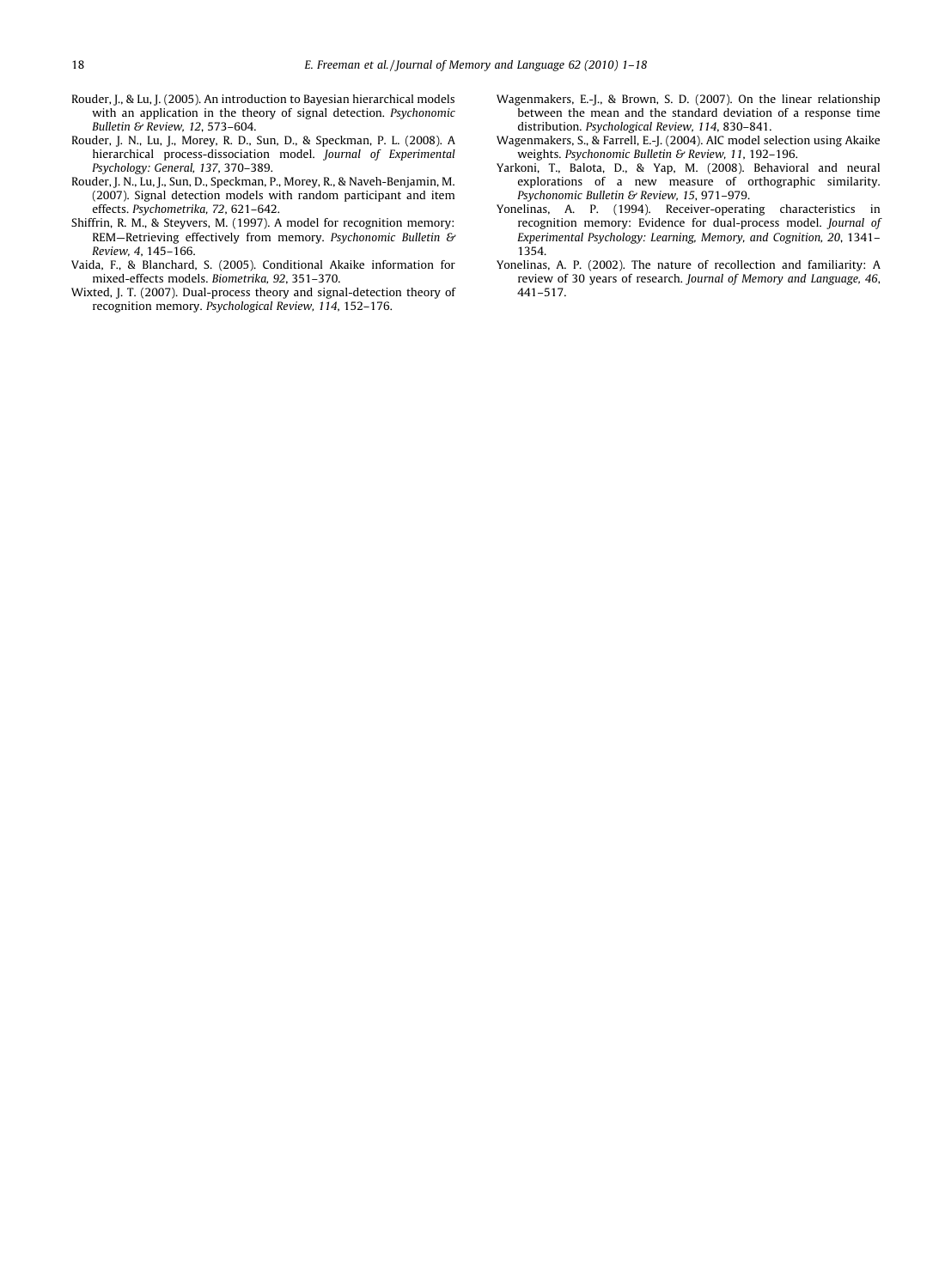Rouder, J., & Lu, J. (2005). An introduction to Bayesian hierarchical models with an application in the theory of signal detection. *Psychonomic Bulletin & Review, 12*, 573–604.

Rouder, J. N., Lu, J., Morey, R. D., Sun, D., & Speckman, P. L. (2008). A hierarchical process-dissociation model. *Journal of Experimental Psychology: General, 137*, 370–389.

Rouder, J. N., Lu, J., Sun, D., Speckman, P., Morey, R., & Naveh-Benjamin, M. (2007). Signal detection models with random participant and item effects. *Psychometrika, 72*, 621–642.

Shiffrin, R. M., & Steyvers, M. (1997). A model for recognition memory: REM—Retrieving effectively from memory. *Psychonomic Bulletin & Review, 4*, 145–166.

Vaida, F., & Blanchard, S. (2005). Conditional Akaike information for mixed-effects models. *Biometrika, 92*, 351–370.

Wixted, J. T. (2007). Dual-process theory and signal-detection theory of recognition memory. *Psychological Review, 114*, 152–176.

Wagenmakers, E.-J., & Brown, S. D. (2007). On the linear relationship between the mean and the standard deviation of a response time distribution. *Psychological Review, 114*, 830–841.

Wagenmakers, S., & Farrell, E.-J. (2004). AIC model selection using Akaike weights. *Psychonomic Bulletin & Review, 11*, 192–196.

Yarkoni, T., Balota, D., & Yap, M. (2008). Behavioral and neural explorations of a new measure of orthographic similarity. *Psychonomic Bulletin & Review, 15*, 971–979.

Yonelinas, A. P. (1994). Receiver-operating characteristics in recognition memory: Evidence for dual-process model. *Journal of Experimental Psychology: Learning, Memory, and Cognition, 20*, 1341–1354.

Yonelinas, A. P. (2002). The nature of recollection and familiarity: A review of 30 years of research. *Journal of Memory and Language, 46*, 441–517.